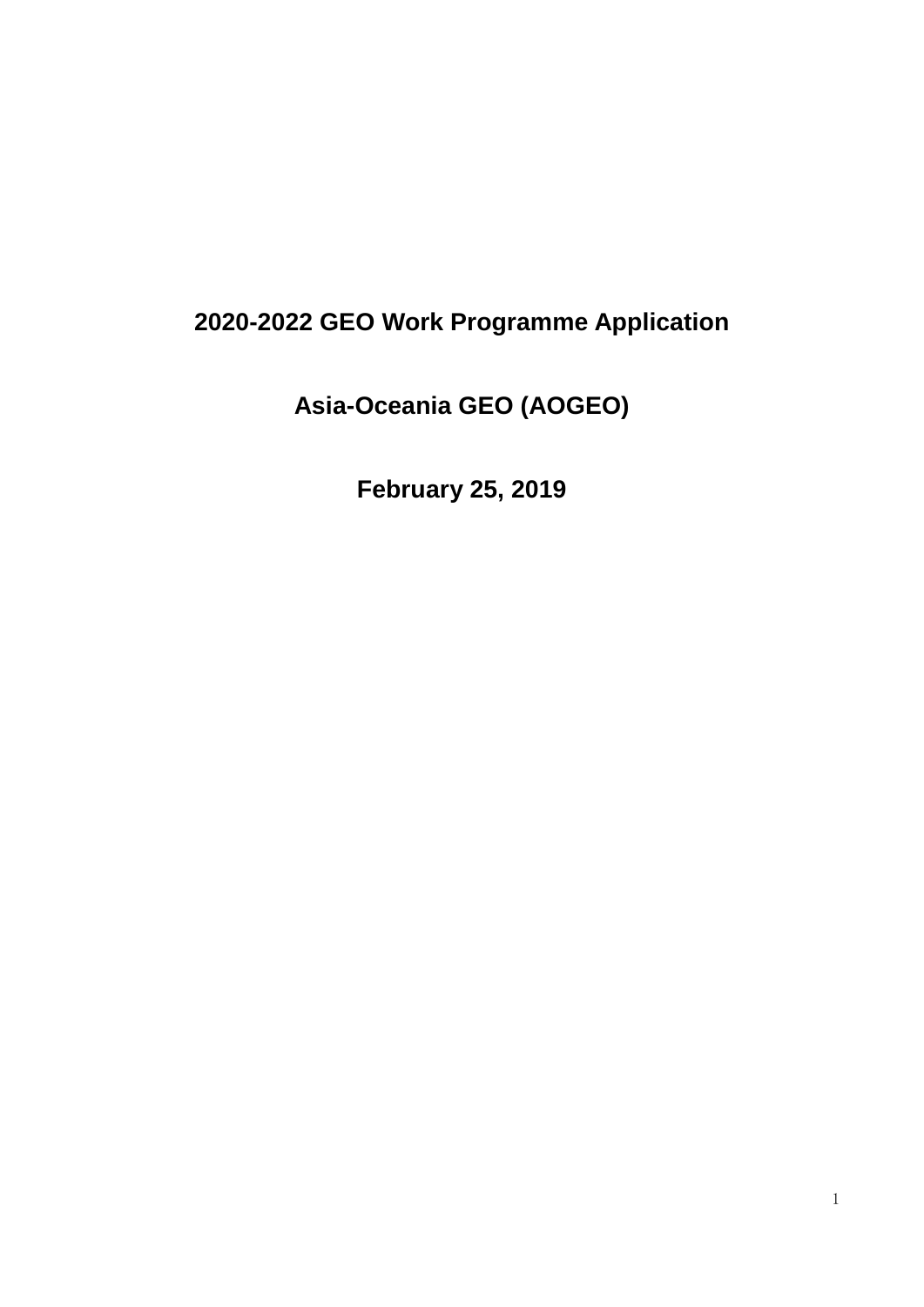# 2020-2022 GEO Work Programme Application

## Asia-Oceania GEO (AOGEO)

## February 25, 2019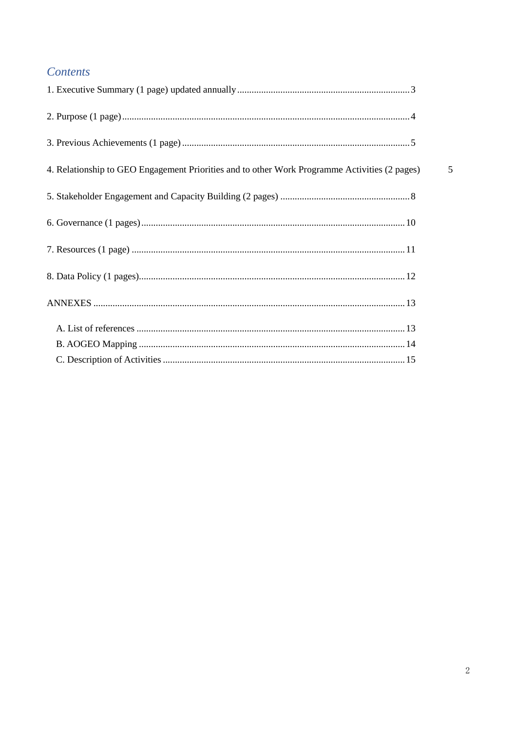## *Contents*

1. Executive Summary (1 page) updated annually ........ 3

2. Purpose (1 page) ........ 4

3. Previous Achievements (1 page) ........ 5

4. Relationship to GEO Engagement Priorities and to other Work Programme Activities (2 pages) 5

5. Stakeholder Engagement and Capacity Building (2 pages) ........ 8

6. Governance (1 pages) ........ 10

7. Resources (1 page) ........ 11

8. Data Policy (1 pages) ........ 12

ANNEXES ........ 13

- A. List of references ........ 13
- B. AOGEO Mapping ........ 14
- C. Description of Activities ........ 15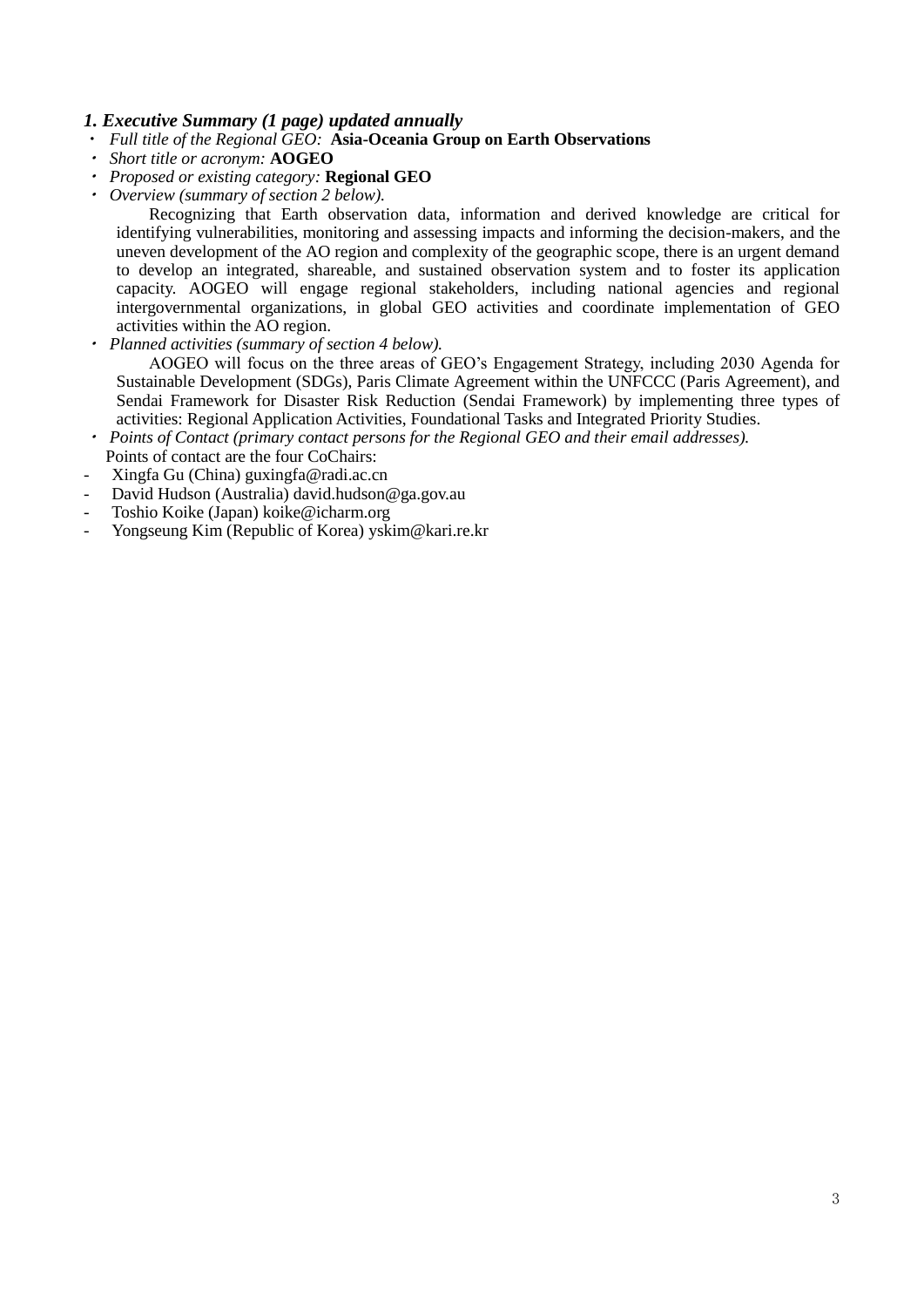### *1. Executive Summary (1 page) updated annually*

- *Full title of the Regional GEO:* **Asia-Oceania Group on Earth Observations**
- *Short title or acronym:* **AOGEO**
- *Proposed or existing category:* **Regional GEO**
- *Overview (summary of section 2 below).*

  Recognizing that Earth observation data, information and derived knowledge are critical for identifying vulnerabilities, monitoring and assessing impacts and informing the decision-makers, and the uneven development of the AO region and complexity of the geographic scope, there is an urgent demand to develop an integrated, shareable, and sustained observation system and to foster its application capacity. AOGEO will engage regional stakeholders, including national agencies and regional intergovernmental organizations, in global GEO activities and coordinate implementation of GEO activities within the AO region.
- *Planned activities (summary of section 4 below).*

  AOGEO will focus on the three areas of GEO's Engagement Strategy, including 2030 Agenda for Sustainable Development (SDGs), Paris Climate Agreement within the UNFCCC (Paris Agreement), and Sendai Framework for Disaster Risk Reduction (Sendai Framework) by implementing three types of activities: Regional Application Activities, Foundational Tasks and Integrated Priority Studies.
- *Points of Contact (primary contact persons for the Regional GEO and their email addresses).*

  Points of contact are the four CoChairs:

- Xingfa Gu (China) guxingfa@radi.ac.cn
- David Hudson (Australia) david.hudson@ga.gov.au
- Toshio Koike (Japan) koike@icharm.org
- Yongseung Kim (Republic of Korea) yskim@kari.re.kr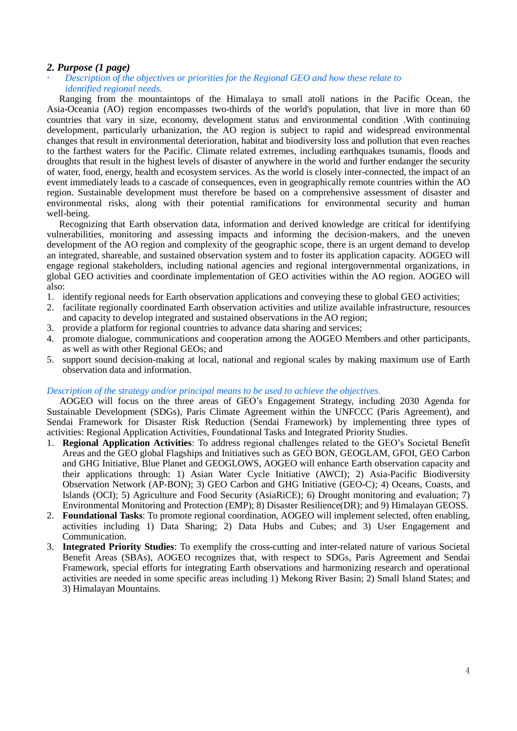## *2. Purpose (1 page)*

- *Description of the objectives or priorities for the Regional GEO and how these relate to identified regional needs.*

Ranging from the mountaintops of the Himalaya to small atoll nations in the Pacific Ocean, the Asia-Oceania (AO) region encompasses two-thirds of the world's population, that live in more than 60 countries that vary in size, economy, development status and environmental condition .With continuing development, particularly urbanization, the AO region is subject to rapid and widespread environmental changes that result in environmental deterioration, habitat and biodiversity loss and pollution that even reaches to the farthest waters for the Pacific. Climate related extremes, including earthquakes tsunamis, floods and droughts that result in the highest levels of disaster of anywhere in the world and further endanger the security of water, food, energy, health and ecosystem services. As the world is closely inter-connected, the impact of an event immediately leads to a cascade of consequences, even in geographically remote countries within the AO region. Sustainable development must therefore be based on a comprehensive assessment of disaster and environmental risks, along with their potential ramifications for environmental security and human well-being.

Recognizing that Earth observation data, information and derived knowledge are critical for identifying vulnerabilities, monitoring and assessing impacts and informing the decision-makers, and the uneven development of the AO region and complexity of the geographic scope, there is an urgent demand to develop an integrated, shareable, and sustained observation system and to foster its application capacity. AOGEO will engage regional stakeholders, including national agencies and regional intergovernmental organizations, in global GEO activities and coordinate implementation of GEO activities within the AO region. AOGEO will also:

1. identify regional needs for Earth observation applications and conveying these to global GEO activities;
2. facilitate regionally coordinated Earth observation activities and utilize available infrastructure, resources and capacity to develop integrated and sustained observations in the AO region;
3. provide a platform for regional countries to advance data sharing and services;
4. promote dialogue, communications and cooperation among the AOGEO Members and other participants, as well as with other Regional GEOs; and
5. support sound decision-making at local, national and regional scales by making maximum use of Earth observation data and information.

*Description of the strategy and/or principal means to be used to achieve the objectives.*

AOGEO will focus on the three areas of GEO's Engagement Strategy, including 2030 Agenda for Sustainable Development (SDGs), Paris Climate Agreement within the UNFCCC (Paris Agreement), and Sendai Framework for Disaster Risk Reduction (Sendai Framework) by implementing three types of activities: Regional Application Activities, Foundational Tasks and Integrated Priority Studies.

1. **Regional Application Activities**: To address regional challenges related to the GEO's Societal Benefit Areas and the GEO global Flagships and Initiatives such as GEO BON, GEOGLAM, GFOI, GEO Carbon and GHG Initiative, Blue Planet and GEOGLOWS, AOGEO will enhance Earth observation capacity and their applications through: 1) Asian Water Cycle Initiative (AWCI); 2) Asia-Pacific Biodiversity Observation Network (AP-BON); 3) GEO Carbon and GHG Initiative (GEO-C); 4) Oceans, Coasts, and Islands (OCI); 5) Agriculture and Food Security (AsiaRiCE); 6) Drought monitoring and evaluation; 7) Environmental Monitoring and Protection (EMP); 8) Disaster Resilience(DR); and 9) Himalayan GEOSS.
2. **Foundational Tasks**: To promote regional coordination, AOGEO will implement selected, often enabling, activities including 1) Data Sharing; 2) Data Hubs and Cubes; and 3) User Engagement and Communication.
3. **Integrated Priority Studies**: To exemplify the cross-cutting and inter-related nature of various Societal Benefit Areas (SBAs), AOGEO recognizes that, with respect to SDGs, Paris Agreement and Sendai Framework, special efforts for integrating Earth observations and harmonizing research and operational activities are needed in some specific areas including 1) Mekong River Basin; 2) Small Island States; and 3) Himalayan Mountains.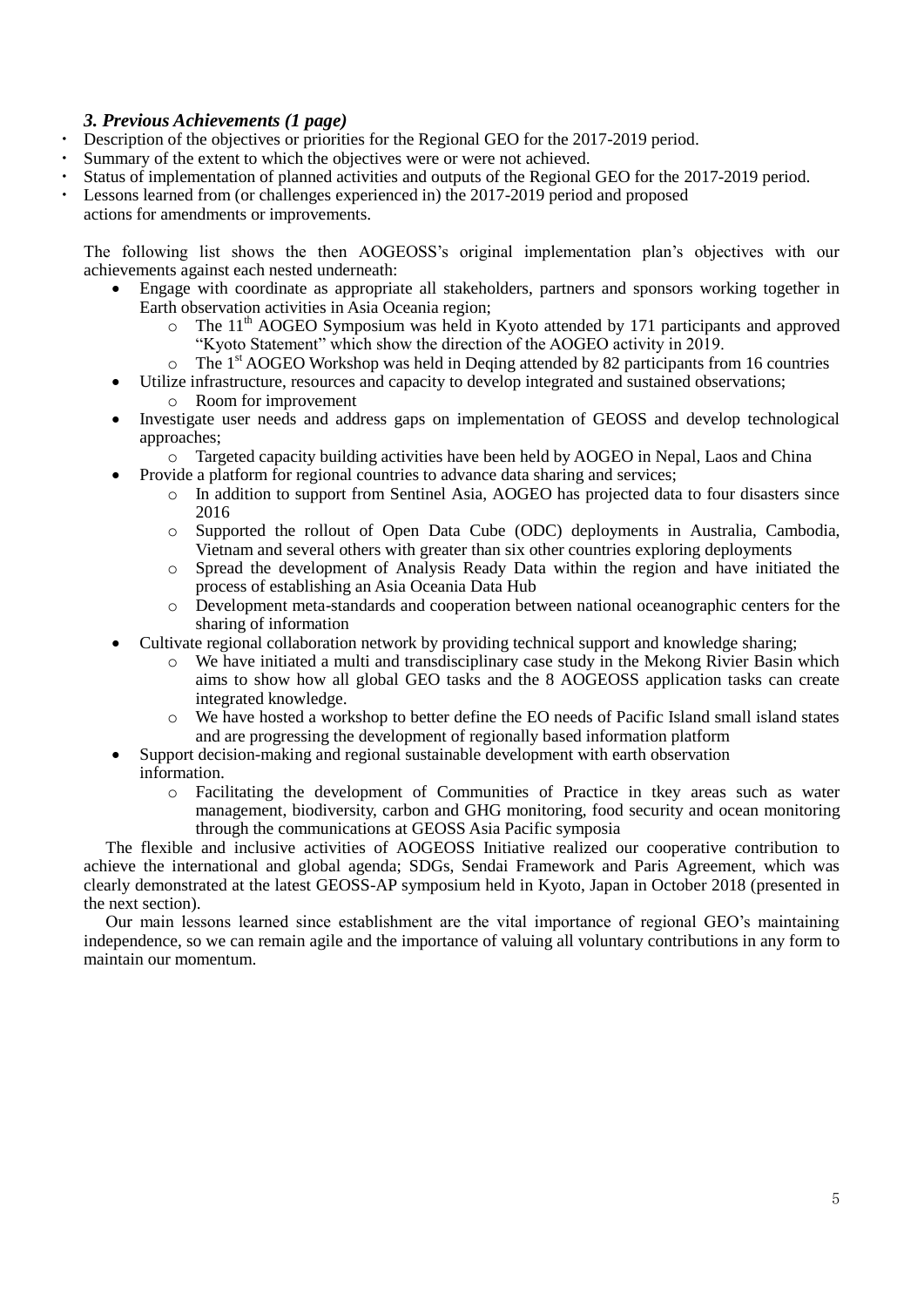### *3. Previous Achievements (1 page)*

- Description of the objectives or priorities for the Regional GEO for the 2017-2019 period.
- Summary of the extent to which the objectives were or were not achieved.
- Status of implementation of planned activities and outputs of the Regional GEO for the 2017-2019 period.
- Lessons learned from (or challenges experienced in) the 2017-2019 period and proposed actions for amendments or improvements.

The following list shows the then AOGEOSS's original implementation plan's objectives with our achievements against each nested underneath:

- Engage with coordinate as appropriate all stakeholders, partners and sponsors working together in Earth observation activities in Asia Oceania region;
  - The 11th AOGEO Symposium was held in Kyoto attended by 171 participants and approved "Kyoto Statement" which show the direction of the AOGEO activity in 2019.
  - The 1st AOGEO Workshop was held in Deqing attended by 82 participants from 16 countries
- Utilize infrastructure, resources and capacity to develop integrated and sustained observations;
  - Room for improvement
- Investigate user needs and address gaps on implementation of GEOSS and develop technological approaches;
  - Targeted capacity building activities have been held by AOGEO in Nepal, Laos and China
- Provide a platform for regional countries to advance data sharing and services;
  - In addition to support from Sentinel Asia, AOGEO has projected data to four disasters since 2016
  - Supported the rollout of Open Data Cube (ODC) deployments in Australia, Cambodia, Vietnam and several others with greater than six other countries exploring deployments
  - Spread the development of Analysis Ready Data within the region and have initiated the process of establishing an Asia Oceania Data Hub
  - Development meta-standards and cooperation between national oceanographic centers for the sharing of information
- Cultivate regional collaboration network by providing technical support and knowledge sharing;
  - We have initiated a multi and transdisciplinary case study in the Mekong Rivier Basin which aims to show how all global GEO tasks and the 8 AOGEOSS application tasks can create integrated knowledge.
  - We have hosted a workshop to better define the EO needs of Pacific Island small island states and are progressing the development of regionally based information platform
- Support decision-making and regional sustainable development with earth observation information.
  - Facilitating the development of Communities of Practice in tkey areas such as water management, biodiversity, carbon and GHG monitoring, food security and ocean monitoring through the communications at GEOSS Asia Pacific symposia

The flexible and inclusive activities of AOGEOSS Initiative realized our cooperative contribution to achieve the international and global agenda; SDGs, Sendai Framework and Paris Agreement, which was clearly demonstrated at the latest GEOSS-AP symposium held in Kyoto, Japan in October 2018 (presented in the next section).

Our main lessons learned since establishment are the vital importance of regional GEO's maintaining independence, so we can remain agile and the importance of valuing all voluntary contributions in any form to maintain our momentum.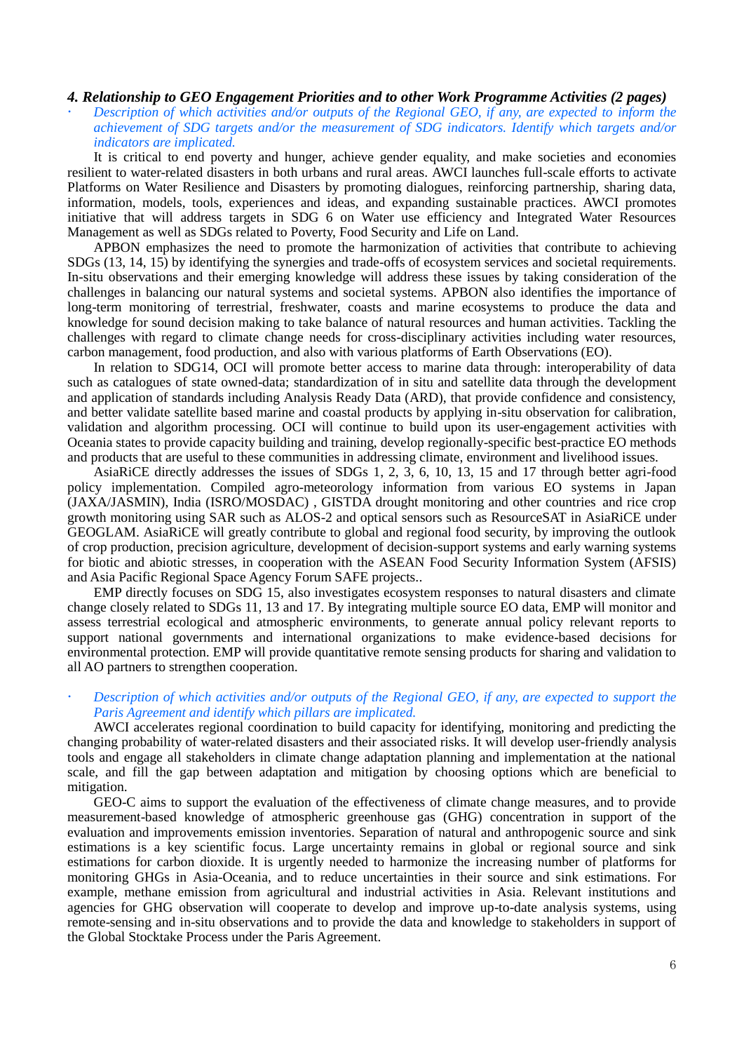### *4. Relationship to GEO Engagement Priorities and to other Work Programme Activities (2 pages)*

- *Description of which activities and/or outputs of the Regional GEO, if any, are expected to inform the achievement of SDG targets and/or the measurement of SDG indicators. Identify which targets and/or indicators are implicated.*

It is critical to end poverty and hunger, achieve gender equality, and make societies and economies resilient to water-related disasters in both urbans and rural areas. AWCI launches full-scale efforts to activate Platforms on Water Resilience and Disasters by promoting dialogues, reinforcing partnership, sharing data, information, models, tools, experiences and ideas, and expanding sustainable practices. AWCI promotes initiative that will address targets in SDG 6 on Water use efficiency and Integrated Water Resources Management as well as SDGs related to Poverty, Food Security and Life on Land.

APBON emphasizes the need to promote the harmonization of activities that contribute to achieving SDGs (13, 14, 15) by identifying the synergies and trade-offs of ecosystem services and societal requirements. In-situ observations and their emerging knowledge will address these issues by taking consideration of the challenges in balancing our natural systems and societal systems. APBON also identifies the importance of long-term monitoring of terrestrial, freshwater, coasts and marine ecosystems to produce the data and knowledge for sound decision making to take balance of natural resources and human activities. Tackling the challenges with regard to climate change needs for cross-disciplinary activities including water resources, carbon management, food production, and also with various platforms of Earth Observations (EO).

In relation to SDG14, OCI will promote better access to marine data through: interoperability of data such as catalogues of state owned-data; standardization of in situ and satellite data through the development and application of standards including Analysis Ready Data (ARD), that provide confidence and consistency, and better validate satellite based marine and coastal products by applying in-situ observation for calibration, validation and algorithm processing. OCI will continue to build upon its user-engagement activities with Oceania states to provide capacity building and training, develop regionally-specific best-practice EO methods and products that are useful to these communities in addressing climate, environment and livelihood issues.

AsiaRiCE directly addresses the issues of SDGs 1, 2, 3, 6, 10, 13, 15 and 17 through better agri-food policy implementation. Compiled agro-meteorology information from various EO systems in Japan (JAXA/JASMIN), India (ISRO/MOSDAC) , GISTDA drought monitoring and other countries and rice crop growth monitoring using SAR such as ALOS-2 and optical sensors such as ResourceSAT in AsiaRiCE under GEOGLAM. AsiaRiCE will greatly contribute to global and regional food security, by improving the outlook of crop production, precision agriculture, development of decision-support systems and early warning systems for biotic and abiotic stresses, in cooperation with the ASEAN Food Security Information System (AFSIS) and Asia Pacific Regional Space Agency Forum SAFE projects..

EMP directly focuses on SDG 15, also investigates ecosystem responses to natural disasters and climate change closely related to SDGs 11, 13 and 17. By integrating multiple source EO data, EMP will monitor and assess terrestrial ecological and atmospheric environments, to generate annual policy relevant reports to support national governments and international organizations to make evidence-based decisions for environmental protection. EMP will provide quantitative remote sensing products for sharing and validation to all AO partners to strengthen cooperation.

- *Description of which activities and/or outputs of the Regional GEO, if any, are expected to support the Paris Agreement and identify which pillars are implicated.*

AWCI accelerates regional coordination to build capacity for identifying, monitoring and predicting the changing probability of water-related disasters and their associated risks. It will develop user-friendly analysis tools and engage all stakeholders in climate change adaptation planning and implementation at the national scale, and fill the gap between adaptation and mitigation by choosing options which are beneficial to mitigation.

GEO-C aims to support the evaluation of the effectiveness of climate change measures, and to provide measurement-based knowledge of atmospheric greenhouse gas (GHG) concentration in support of the evaluation and improvements emission inventories. Separation of natural and anthropogenic source and sink estimations is a key scientific focus. Large uncertainty remains in global or regional source and sink estimations for carbon dioxide. It is urgently needed to harmonize the increasing number of platforms for monitoring GHGs in Asia-Oceania, and to reduce uncertainties in their source and sink estimations. For example, methane emission from agricultural and industrial activities in Asia. Relevant institutions and agencies for GHG observation will cooperate to develop and improve up-to-date analysis systems, using remote-sensing and in-situ observations and to provide the data and knowledge to stakeholders in support of the Global Stocktake Process under the Paris Agreement.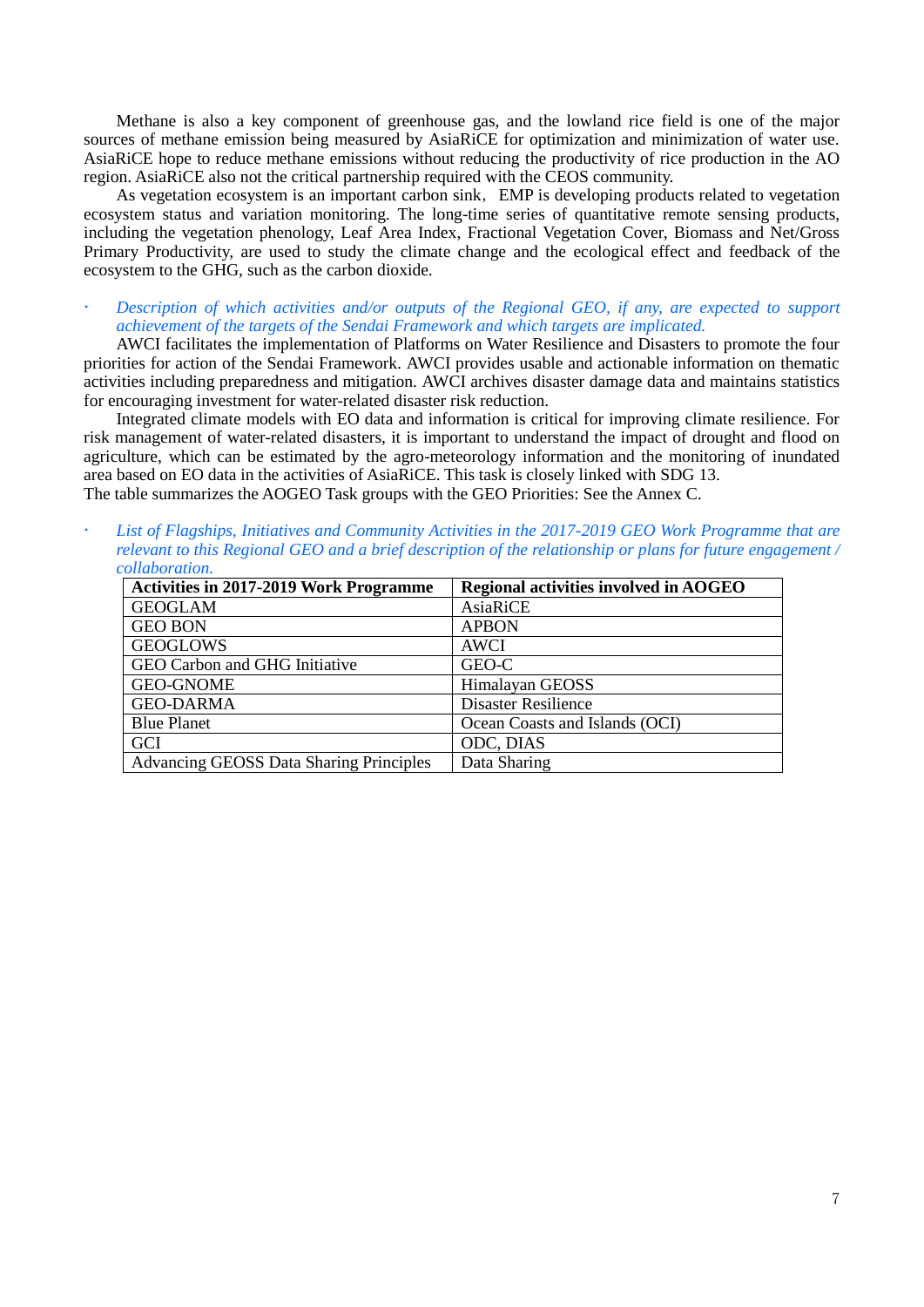Methane is also a key component of greenhouse gas, and the lowland rice field is one of the major sources of methane emission being measured by AsiaRiCE for optimization and minimization of water use. AsiaRiCE hope to reduce methane emissions without reducing the productivity of rice production in the AO region. AsiaRiCE also not the critical partnership required with the CEOS community.

As vegetation ecosystem is an important carbon sink，EMP is developing products related to vegetation ecosystem status and variation monitoring. The long-time series of quantitative remote sensing products, including the vegetation phenology, Leaf Area Index, Fractional Vegetation Cover, Biomass and Net/Gross Primary Productivity, are used to study the climate change and the ecological effect and feedback of the ecosystem to the GHG, such as the carbon dioxide.

- *Description of which activities and/or outputs of the Regional GEO, if any, are expected to support achievement of the targets of the Sendai Framework and which targets are implicated.*

AWCI facilitates the implementation of Platforms on Water Resilience and Disasters to promote the four priorities for action of the Sendai Framework. AWCI provides usable and actionable information on thematic activities including preparedness and mitigation. AWCI archives disaster damage data and maintains statistics for encouraging investment for water-related disaster risk reduction.

Integrated climate models with EO data and information is critical for improving climate resilience. For risk management of water-related disasters, it is important to understand the impact of drought and flood on agriculture, which can be estimated by the agro-meteorology information and the monitoring of inundated area based on EO data in the activities of AsiaRiCE. This task is closely linked with SDG 13.
The table summarizes the AOGEO Task groups with the GEO Priorities: See the Annex C.

- *List of Flagships, Initiatives and Community Activities in the 2017-2019 GEO Work Programme that are relevant to this Regional GEO and a brief description of the relationship or plans for future engagement / collaboration.*

| Activities in 2017-2019 Work Programme | Regional activities involved in AOGEO |
|---|---|
| GEOGLAM | AsiaRiCE |
| GEO BON | APBON |
| GEOGLOWS | AWCI |
| GEO Carbon and GHG Initiative | GEO-C |
| GEO-GNOME | Himalayan GEOSS |
| GEO-DARMA | Disaster Resilience |
| Blue Planet | Ocean Coasts and Islands (OCI) |
| GCI | ODC, DIAS |
| Advancing GEOSS Data Sharing Principles | Data Sharing |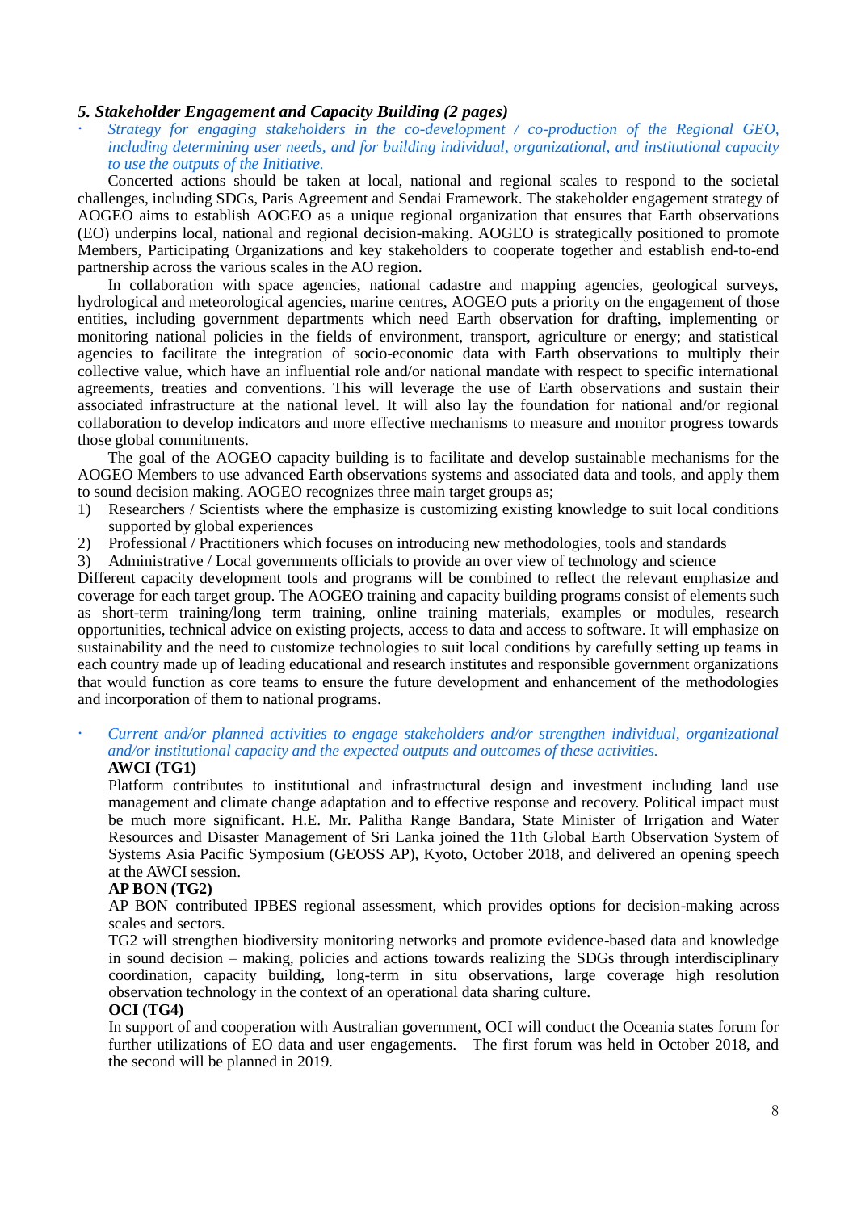### *5. Stakeholder Engagement and Capacity Building (2 pages)*

- *Strategy for engaging stakeholders in the co-development / co-production of the Regional GEO, including determining user needs, and for building individual, organizational, and institutional capacity to use the outputs of the Initiative.*

Concerted actions should be taken at local, national and regional scales to respond to the societal challenges, including SDGs, Paris Agreement and Sendai Framework. The stakeholder engagement strategy of AOGEO aims to establish AOGEO as a unique regional organization that ensures that Earth observations (EO) underpins local, national and regional decision-making. AOGEO is strategically positioned to promote Members, Participating Organizations and key stakeholders to cooperate together and establish end-to-end partnership across the various scales in the AO region.

In collaboration with space agencies, national cadastre and mapping agencies, geological surveys, hydrological and meteorological agencies, marine centres, AOGEO puts a priority on the engagement of those entities, including government departments which need Earth observation for drafting, implementing or monitoring national policies in the fields of environment, transport, agriculture or energy; and statistical agencies to facilitate the integration of socio-economic data with Earth observations to multiply their collective value, which have an influential role and/or national mandate with respect to specific international agreements, treaties and conventions. This will leverage the use of Earth observations and sustain their associated infrastructure at the national level. It will also lay the foundation for national and/or regional collaboration to develop indicators and more effective mechanisms to measure and monitor progress towards those global commitments.

The goal of the AOGEO capacity building is to facilitate and develop sustainable mechanisms for the AOGEO Members to use advanced Earth observations systems and associated data and tools, and apply them to sound decision making. AOGEO recognizes three main target groups as;

1) Researchers / Scientists where the emphasize is customizing existing knowledge to suit local conditions supported by global experiences
2) Professional / Practitioners which focuses on introducing new methodologies, tools and standards
3) Administrative / Local governments officials to provide an over view of technology and science

Different capacity development tools and programs will be combined to reflect the relevant emphasize and coverage for each target group. The AOGEO training and capacity building programs consist of elements such as short-term training/long term training, online training materials, examples or modules, research opportunities, technical advice on existing projects, access to data and access to software. It will emphasize on sustainability and the need to customize technologies to suit local conditions by carefully setting up teams in each country made up of leading educational and research institutes and responsible government organizations that would function as core teams to ensure the future development and enhancement of the methodologies and incorporation of them to national programs.

- *Current and/or planned activities to engage stakeholders and/or strengthen individual, organizational and/or institutional capacity and the expected outputs and outcomes of these activities.*

**AWCI (TG1)**

Platform contributes to institutional and infrastructural design and investment including land use management and climate change adaptation and to effective response and recovery. Political impact must be much more significant. H.E. Mr. Palitha Range Bandara, State Minister of Irrigation and Water Resources and Disaster Management of Sri Lanka joined the 11th Global Earth Observation System of Systems Asia Pacific Symposium (GEOSS AP), Kyoto, October 2018, and delivered an opening speech at the AWCI session.

**AP BON (TG2)**

AP BON contributed IPBES regional assessment, which provides options for decision-making across scales and sectors.

TG2 will strengthen biodiversity monitoring networks and promote evidence-based data and knowledge in sound decision – making, policies and actions towards realizing the SDGs through interdisciplinary coordination, capacity building, long-term in situ observations, large coverage high resolution observation technology in the context of an operational data sharing culture.

**OCI (TG4)**

In support of and cooperation with Australian government, OCI will conduct the Oceania states forum for further utilizations of EO data and user engagements. The first forum was held in October 2018, and the second will be planned in 2019.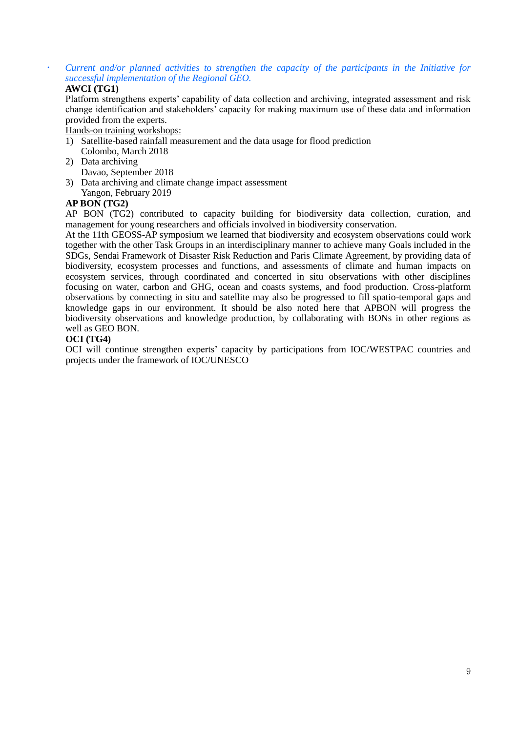- *Current and/or planned activities to strengthen the capacity of the participants in the Initiative for successful implementation of the Regional GEO.*

**AWCI (TG1)**

Platform strengthens experts' capability of data collection and archiving, integrated assessment and risk change identification and stakeholders' capacity for making maximum use of these data and information provided from the experts.

<u>Hands-on training workshops:</u>

1) Satellite-based rainfall measurement and the data usage for flood prediction
   Colombo, March 2018
2) Data archiving
   Davao, September 2018
3) Data archiving and climate change impact assessment
   Yangon, February 2019

**AP BON (TG2)**

AP BON (TG2) contributed to capacity building for biodiversity data collection, curation, and management for young researchers and officials involved in biodiversity conservation.

At the 11th GEOSS-AP symposium we learned that biodiversity and ecosystem observations could work together with the other Task Groups in an interdisciplinary manner to achieve many Goals included in the SDGs, Sendai Framework of Disaster Risk Reduction and Paris Climate Agreement, by providing data of biodiversity, ecosystem processes and functions, and assessments of climate and human impacts on ecosystem services, through coordinated and concerted in situ observations with other disciplines focusing on water, carbon and GHG, ocean and coasts systems, and food production. Cross-platform observations by connecting in situ and satellite may also be progressed to fill spatio-temporal gaps and knowledge gaps in our environment. It should be also noted here that APBON will progress the biodiversity observations and knowledge production, by collaborating with BONs in other regions as well as GEO BON.

**OCI (TG4)**

OCI will continue strengthen experts' capacity by participations from IOC/WESTPAC countries and projects under the framework of IOC/UNESCO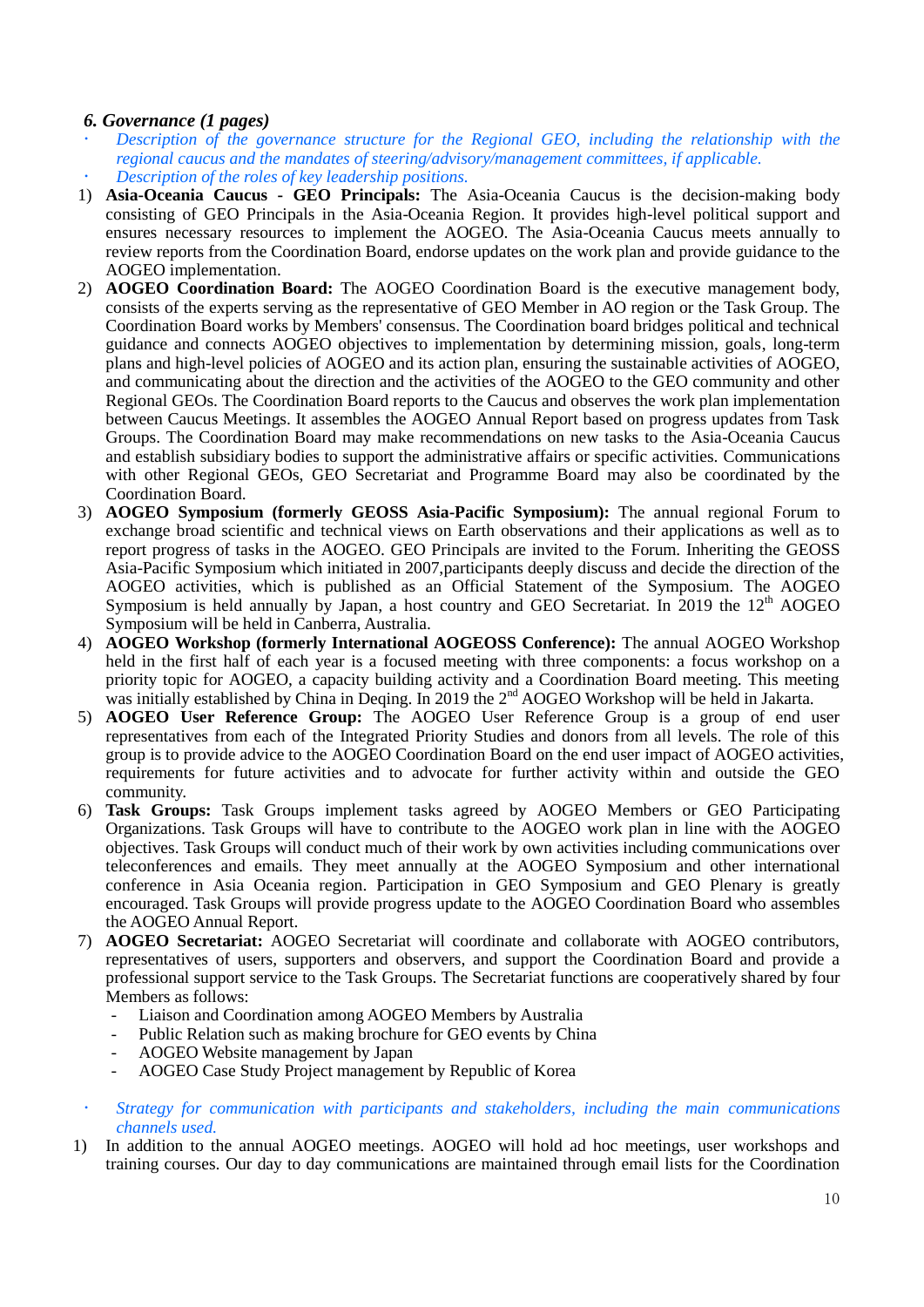### *6. Governance (1 pages)*

- *Description of the governance structure for the Regional GEO, including the relationship with the regional caucus and the mandates of steering/advisory/management committees, if applicable.*
- *Description of the roles of key leadership positions.*

1) **Asia-Oceania Caucus - GEO Principals:** The Asia-Oceania Caucus is the decision-making body consisting of GEO Principals in the Asia-Oceania Region. It provides high-level political support and ensures necessary resources to implement the AOGEO. The Asia-Oceania Caucus meets annually to review reports from the Coordination Board, endorse updates on the work plan and provide guidance to the AOGEO implementation.
2) **AOGEO Coordination Board:** The AOGEO Coordination Board is the executive management body, consists of the experts serving as the representative of GEO Member in AO region or the Task Group. The Coordination Board works by Members' consensus. The Coordination board bridges political and technical guidance and connects AOGEO objectives to implementation by determining mission, goals, long-term plans and high-level policies of AOGEO and its action plan, ensuring the sustainable activities of AOGEO, and communicating about the direction and the activities of the AOGEO to the GEO community and other Regional GEOs. The Coordination Board reports to the Caucus and observes the work plan implementation between Caucus Meetings. It assembles the AOGEO Annual Report based on progress updates from Task Groups. The Coordination Board may make recommendations on new tasks to the Asia-Oceania Caucus and establish subsidiary bodies to support the administrative affairs or specific activities. Communications with other Regional GEOs, GEO Secretariat and Programme Board may also be coordinated by the Coordination Board.
3) **AOGEO Symposium (formerly GEOSS Asia-Pacific Symposium):** The annual regional Forum to exchange broad scientific and technical views on Earth observations and their applications as well as to report progress of tasks in the AOGEO. GEO Principals are invited to the Forum. Inheriting the GEOSS Asia-Pacific Symposium which initiated in 2007,participants deeply discuss and decide the direction of the AOGEO activities, which is published as an Official Statement of the Symposium. The AOGEO Symposium is held annually by Japan, a host country and GEO Secretariat. In 2019 the 12th AOGEO Symposium will be held in Canberra, Australia.
4) **AOGEO Workshop (formerly International AOGEOSS Conference):** The annual AOGEO Workshop held in the first half of each year is a focused meeting with three components: a focus workshop on a priority topic for AOGEO, a capacity building activity and a Coordination Board meeting. This meeting was initially established by China in Deqing. In 2019 the 2nd AOGEO Workshop will be held in Jakarta.
5) **AOGEO User Reference Group:** The AOGEO User Reference Group is a group of end user representatives from each of the Integrated Priority Studies and donors from all levels. The role of this group is to provide advice to the AOGEO Coordination Board on the end user impact of AOGEO activities, requirements for future activities and to advocate for further activity within and outside the GEO community.
6) **Task Groups:** Task Groups implement tasks agreed by AOGEO Members or GEO Participating Organizations. Task Groups will have to contribute to the AOGEO work plan in line with the AOGEO objectives. Task Groups will conduct much of their work by own activities including communications over teleconferences and emails. They meet annually at the AOGEO Symposium and other international conference in Asia Oceania region. Participation in GEO Symposium and GEO Plenary is greatly encouraged. Task Groups will provide progress update to the AOGEO Coordination Board who assembles the AOGEO Annual Report.
7) **AOGEO Secretariat:** AOGEO Secretariat will coordinate and collaborate with AOGEO contributors, representatives of users, supporters and observers, and support the Coordination Board and provide a professional support service to the Task Groups. The Secretariat functions are cooperatively shared by four Members as follows:
   - Liaison and Coordination among AOGEO Members by Australia
   - Public Relation such as making brochure for GEO events by China
   - AOGEO Website management by Japan
   - AOGEO Case Study Project management by Republic of Korea

- *Strategy for communication with participants and stakeholders, including the main communications channels used.*

1) In addition to the annual AOGEO meetings. AOGEO will hold ad hoc meetings, user workshops and training courses. Our day to day communications are maintained through email lists for the Coordination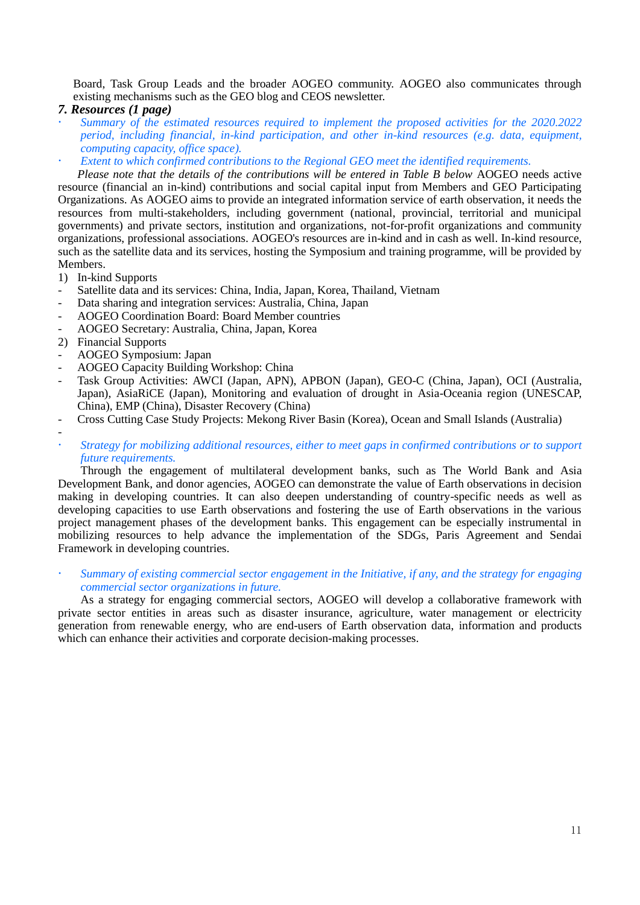Board, Task Group Leads and the broader AOGEO community. AOGEO also communicates through existing mechanisms such as the GEO blog and CEOS newsletter.

### *7. Resources (1 page)*

- *Summary of the estimated resources required to implement the proposed activities for the 2020.2022 period, including financial, in-kind participation, and other in-kind resources (e.g. data, equipment, computing capacity, office space).*
- *Extent to which confirmed contributions to the Regional GEO meet the identified requirements.*

*Please note that the details of the contributions will be entered in Table B below* AOGEO needs active resource (financial an in-kind) contributions and social capital input from Members and GEO Participating Organizations. As AOGEO aims to provide an integrated information service of earth observation, it needs the resources from multi-stakeholders, including government (national, provincial, territorial and municipal governments) and private sectors, institution and organizations, not-for-profit organizations and community organizations, professional associations. AOGEO's resources are in-kind and in cash as well. In-kind resource, such as the satellite data and its services, hosting the Symposium and training programme, will be provided by Members.

1) In-kind Supports
- Satellite data and its services: China, India, Japan, Korea, Thailand, Vietnam
- Data sharing and integration services: Australia, China, Japan
- AOGEO Coordination Board: Board Member countries
- AOGEO Secretary: Australia, China, Japan, Korea

2) Financial Supports
- AOGEO Symposium: Japan
- AOGEO Capacity Building Workshop: China
- Task Group Activities: AWCI (Japan, APN), APBON (Japan), GEO-C (China, Japan), OCI (Australia, Japan), AsiaRiCE (Japan), Monitoring and evaluation of drought in Asia-Oceania region (UNESCAP, China), EMP (China), Disaster Recovery (China)
- Cross Cutting Case Study Projects: Mekong River Basin (Korea), Ocean and Small Islands (Australia)
-

- *Strategy for mobilizing additional resources, either to meet gaps in confirmed contributions or to support future requirements.*

Through the engagement of multilateral development banks, such as The World Bank and Asia Development Bank, and donor agencies, AOGEO can demonstrate the value of Earth observations in decision making in developing countries. It can also deepen understanding of country-specific needs as well as developing capacities to use Earth observations and fostering the use of Earth observations in the various project management phases of the development banks. This engagement can be especially instrumental in mobilizing resources to help advance the implementation of the SDGs, Paris Agreement and Sendai Framework in developing countries.

- *Summary of existing commercial sector engagement in the Initiative, if any, and the strategy for engaging commercial sector organizations in future.*

As a strategy for engaging commercial sectors, AOGEO will develop a collaborative framework with private sector entities in areas such as disaster insurance, agriculture, water management or electricity generation from renewable energy, who are end-users of Earth observation data, information and products which can enhance their activities and corporate decision-making processes.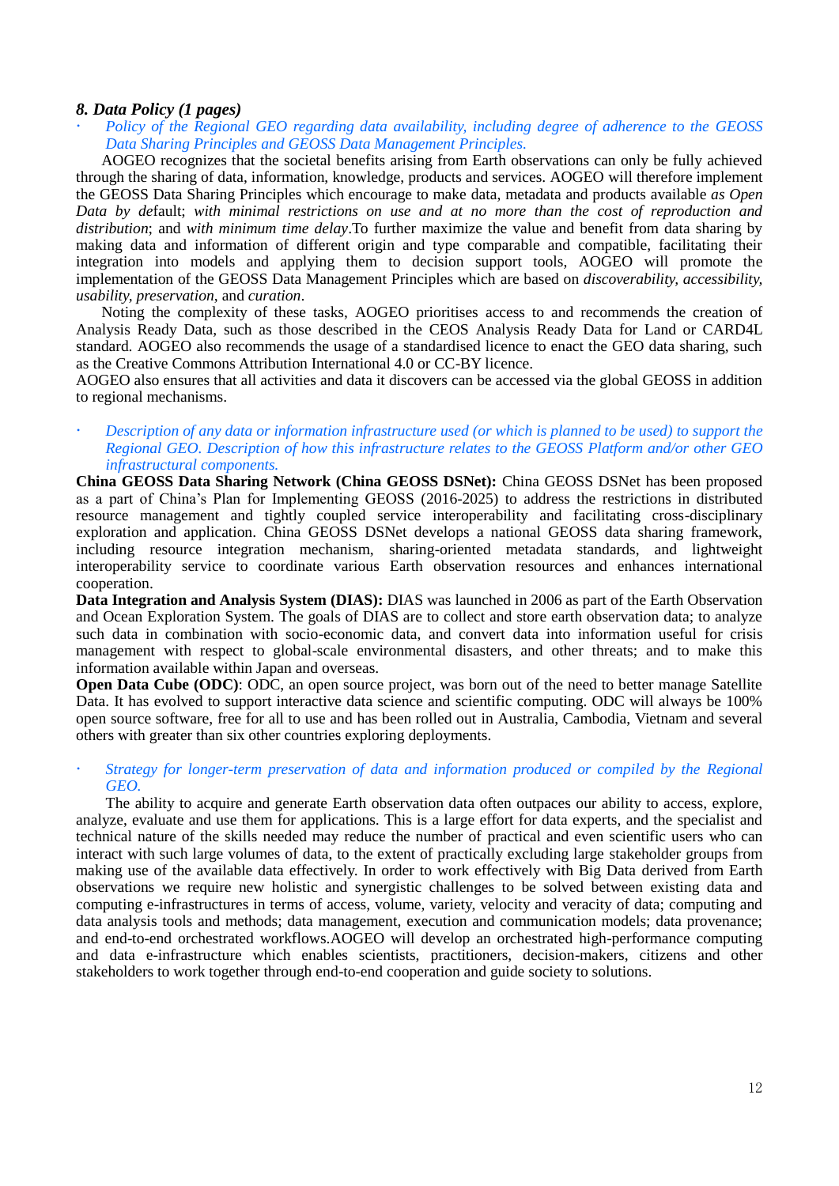### *8. Data Policy (1 pages)*

- *Policy of the Regional GEO regarding data availability, including degree of adherence to the GEOSS Data Sharing Principles and GEOSS Data Management Principles.*

AOGEO recognizes that the societal benefits arising from Earth observations can only be fully achieved through the sharing of data, information, knowledge, products and services. AOGEO will therefore implement the GEOSS Data Sharing Principles which encourage to make data, metadata and products available *as Open Data by de*fault; *with minimal restrictions on use and at no more than the cost of reproduction and distribution*; and *with minimum time delay*.To further maximize the value and benefit from data sharing by making data and information of different origin and type comparable and compatible, facilitating their integration into models and applying them to decision support tools, AOGEO will promote the implementation of the GEOSS Data Management Principles which are based on *discoverability, accessibility, usability, preservation*, and *curation*.

Noting the complexity of these tasks, AOGEO prioritises access to and recommends the creation of Analysis Ready Data, such as those described in the CEOS Analysis Ready Data for Land or CARD4L standard. AOGEO also recommends the usage of a standardised licence to enact the GEO data sharing, such as the Creative Commons Attribution International 4.0 or CC-BY licence.

AOGEO also ensures that all activities and data it discovers can be accessed via the global GEOSS in addition to regional mechanisms.

- *Description of any data or information infrastructure used (or which is planned to be used) to support the Regional GEO. Description of how this infrastructure relates to the GEOSS Platform and/or other GEO infrastructural components.*

**China GEOSS Data Sharing Network (China GEOSS DSNet):** China GEOSS DSNet has been proposed as a part of China's Plan for Implementing GEOSS (2016-2025) to address the restrictions in distributed resource management and tightly coupled service interoperability and facilitating cross-disciplinary exploration and application. China GEOSS DSNet develops a national GEOSS data sharing framework, including resource integration mechanism, sharing-oriented metadata standards, and lightweight interoperability service to coordinate various Earth observation resources and enhances international cooperation.

**Data Integration and Analysis System (DIAS):** DIAS was launched in 2006 as part of the Earth Observation and Ocean Exploration System. The goals of DIAS are to collect and store earth observation data; to analyze such data in combination with socio-economic data, and convert data into information useful for crisis management with respect to global-scale environmental disasters, and other threats; and to make this information available within Japan and overseas.

**Open Data Cube (ODC)**: ODC, an open source project, was born out of the need to better manage Satellite Data. It has evolved to support interactive data science and scientific computing. ODC will always be 100% open source software, free for all to use and has been rolled out in Australia, Cambodia, Vietnam and several others with greater than six other countries exploring deployments.

- *Strategy for longer-term preservation of data and information produced or compiled by the Regional GEO.*

The ability to acquire and generate Earth observation data often outpaces our ability to access, explore, analyze, evaluate and use them for applications. This is a large effort for data experts, and the specialist and technical nature of the skills needed may reduce the number of practical and even scientific users who can interact with such large volumes of data, to the extent of practically excluding large stakeholder groups from making use of the available data effectively. In order to work effectively with Big Data derived from Earth observations we require new holistic and synergistic challenges to be solved between existing data and computing e-infrastructures in terms of access, volume, variety, velocity and veracity of data; computing and data analysis tools and methods; data management, execution and communication models; data provenance; and end-to-end orchestrated workflows.AOGEO will develop an orchestrated high-performance computing and data e-infrastructure which enables scientists, practitioners, decision-makers, citizens and other stakeholders to work together through end-to-end cooperation and guide society to solutions.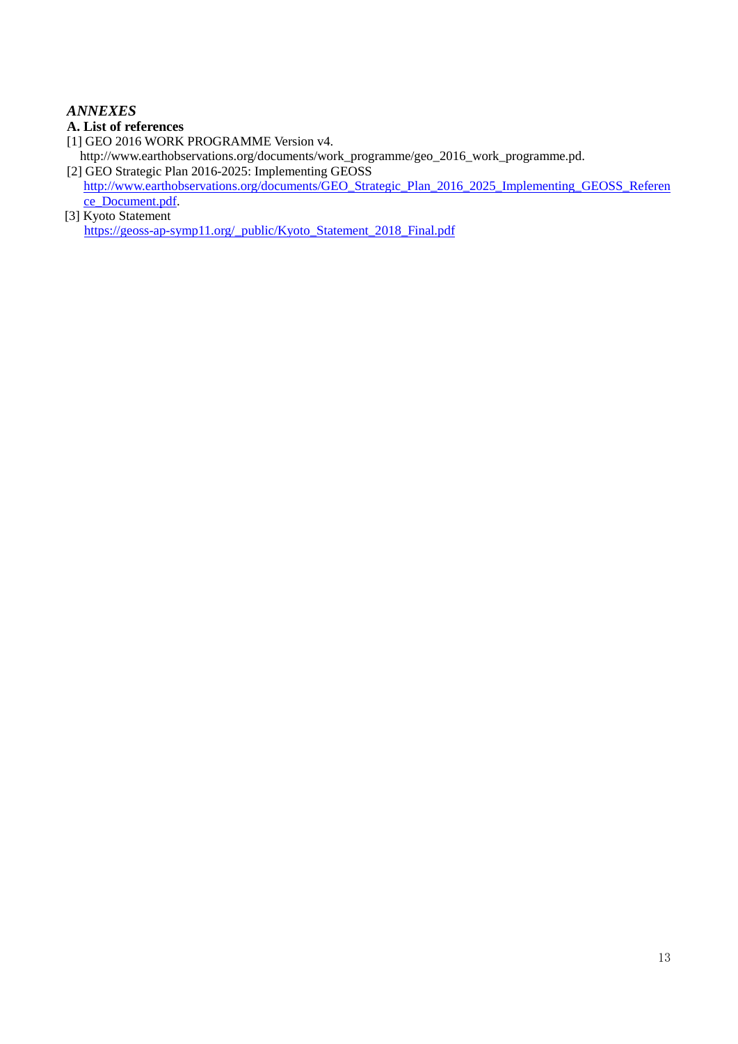## *ANNEXES*

### A. List of references

[1] GEO 2016 WORK PROGRAMME Version v4.
http://www.earthobservations.org/documents/work_programme/geo_2016_work_programme.pd.

[2] GEO Strategic Plan 2016-2025: Implementing GEOSS
http://www.earthobservations.org/documents/GEO_Strategic_Plan_2016_2025_Implementing_GEOSS_Reference_Document.pdf.

[3] Kyoto Statement
https://geoss-ap-symp11.org/_public/Kyoto_Statement_2018_Final.pdf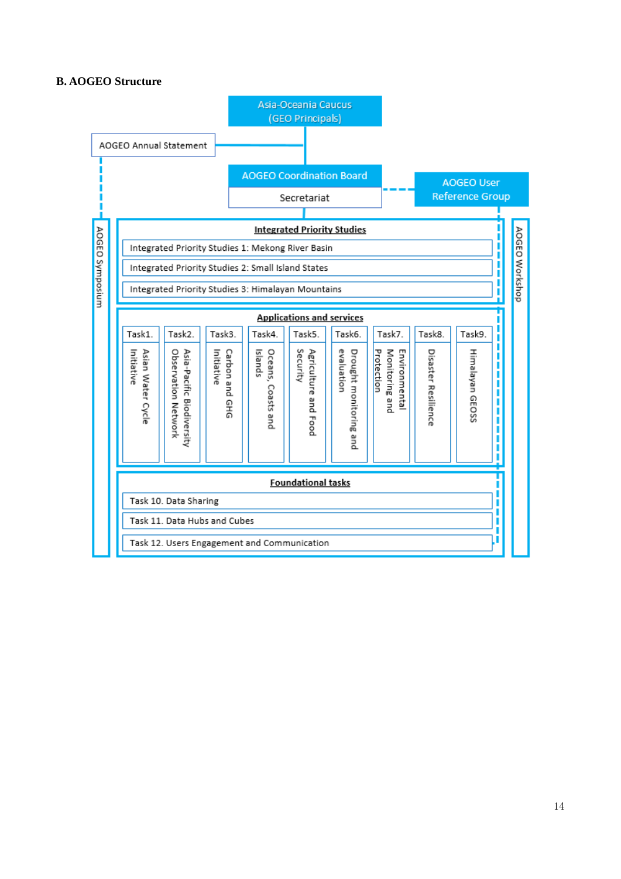## B. AOGEO Structure

Asia-Oceania Caucus (GEO Principals)

AOGEO Annual Statement

AOGEO Coordination Board

Secretariat

AOGEO User Reference Group

AOGEO Symposium

AOGEO Workshop

**Integrated Priority Studies**

- Integrated Priority Studies 1: Mekong River Basin
- Integrated Priority Studies 2: Small Island States
- Integrated Priority Studies 3: Himalayan Mountains

**Applications and services**

- Task1. Asian Water Cycle Initiative
- Task2. Asia-Pacific Biodiversity Observation Network
- Task3. Carbon and GHG Initiative
- Task4. Oceans, Coasts and Islands
- Task5. Agriculture and Food Security
- Task6. Drought monitoring and evaluation
- Task7. Environmental Monitoring and Protection
- Task8. Disaster Resilience
- Task9. Himalayan GEOSS

**Foundational tasks**

- Task 10. Data Sharing
- Task 11. Data Hubs and Cubes
- Task 12. Users Engagement and Communication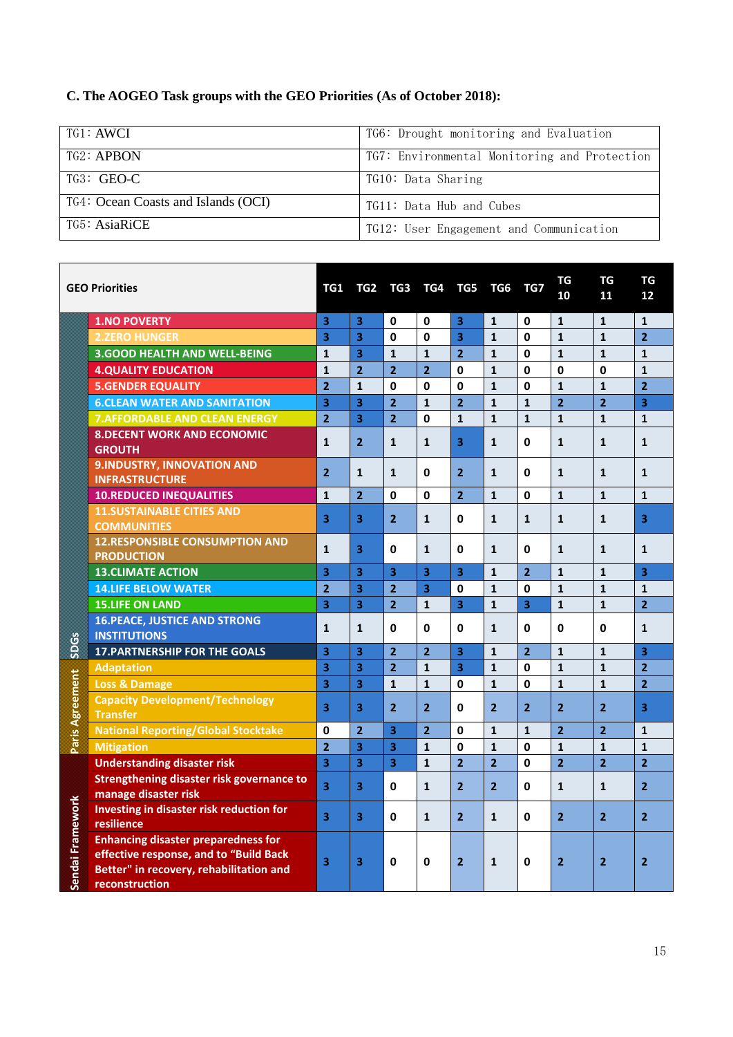**C. The AOGEO Task groups with the GEO Priorities (As of October 2018):**

| | |
|---|---|
| TG1：AWCI | TG6：Drought monitoring and Evaluation |
| TG2：APBON | TG7：Environmental Monitoring and Protection |
| TG3： GEO-C | TG10：Data Sharing |
| TG4：Ocean Coasts and Islands (OCI) | TG11：Data Hub and Cubes |
| TG5：AsiaRiCE | TG12：User Engagement and Communication |

| | GEO Priorities | TG1 | TG2 | TG3 | TG4 | TG5 | TG6 | TG7 | TG 10 | TG 11 | TG 12 |
|---|---|---|---|---|---|---|---|---|---|---|---|
| SDGs | 1.NO POVERTY | 3 | 3 | 0 | 0 | 3 | 1 | 0 | 1 | 1 | 1 |
| | 2.ZERO HUNGER | 3 | 3 | 0 | 0 | 3 | 1 | 0 | 1 | 1 | 2 |
| | 3.GOOD HEALTH AND WELL-BEING | 1 | 3 | 1 | 1 | 2 | 1 | 0 | 1 | 1 | 1 |
| | 4.QUALITY EDUCATION | 1 | 2 | 2 | 2 | 0 | 1 | 0 | 0 | 0 | 1 |
| | 5.GENDER EQUALITY | 2 | 1 | 0 | 0 | 0 | 1 | 0 | 1 | 1 | 2 |
| | 6.CLEAN WATER AND SANITATION | 3 | 3 | 2 | 1 | 2 | 1 | 1 | 2 | 2 | 3 |
| | 7.AFFORDABLE AND CLEAN ENERGY | 2 | 3 | 2 | 0 | 1 | 1 | 1 | 1 | 1 | 1 |
| | 8.DECENT WORK AND ECONOMIC GROUTH | 1 | 2 | 1 | 1 | 3 | 1 | 0 | 1 | 1 | 1 |
| | 9.INDUSTRY, INNOVATION AND INFRASTRUCTURE | 2 | 1 | 1 | 0 | 2 | 1 | 0 | 1 | 1 | 1 |
| | 10.REDUCED INEQUALITIES | 1 | 2 | 0 | 0 | 2 | 1 | 0 | 1 | 1 | 1 |
| | 11.SUSTAINABLE CITIES AND COMMUNITIES | 3 | 3 | 2 | 1 | 0 | 1 | 1 | 1 | 1 | 3 |
| | 12.RESPONSIBLE CONSUMPTION AND PRODUCTION | 1 | 3 | 0 | 1 | 0 | 1 | 0 | 1 | 1 | 1 |
| | 13.CLIMATE ACTION | 3 | 3 | 3 | 3 | 3 | 1 | 2 | 1 | 1 | 3 |
| | 14.LIFE BELOW WATER | 2 | 3 | 2 | 3 | 0 | 1 | 0 | 1 | 1 | 1 |
| | 15.LIFE ON LAND | 3 | 3 | 2 | 1 | 3 | 1 | 3 | 1 | 1 | 2 |
| | 16.PEACE, JUSTICE AND STRONG INSTITUTIONS | 1 | 1 | 0 | 0 | 0 | 1 | 0 | 0 | 0 | 1 |
| | 17.PARTNERSHIP FOR THE GOALS | 3 | 3 | 2 | 2 | 3 | 1 | 2 | 1 | 1 | 3 |
| Paris Agreement | Adaptation | 3 | 3 | 2 | 1 | 3 | 1 | 0 | 1 | 1 | 2 |
| | Loss & Damage | 3 | 3 | 1 | 1 | 0 | 1 | 0 | 1 | 1 | 2 |
| | Capacity Development/Technology Transfer | 3 | 3 | 2 | 2 | 0 | 2 | 2 | 2 | 2 | 3 |
| | National Reporting/Global Stocktake | 0 | 2 | 3 | 2 | 0 | 1 | 1 | 2 | 2 | 1 |
| | Mitigation | 2 | 3 | 3 | 1 | 0 | 1 | 0 | 1 | 1 | 1 |
| Sendai Framework | Understanding disaster risk | 3 | 3 | 3 | 1 | 2 | 2 | 0 | 2 | 2 | 2 |
| | Strengthening disaster risk governance to manage disaster risk | 3 | 3 | 0 | 1 | 2 | 2 | 0 | 1 | 1 | 2 |
| | Investing in disaster risk reduction for resilience | 3 | 3 | 0 | 1 | 2 | 1 | 0 | 2 | 2 | 2 |
| | Enhancing disaster preparedness for effective response, and to "Build Back Better" in recovery, rehabilitation and reconstruction | 3 | 3 | 0 | 0 | 2 | 1 | 0 | 2 | 2 | 2 |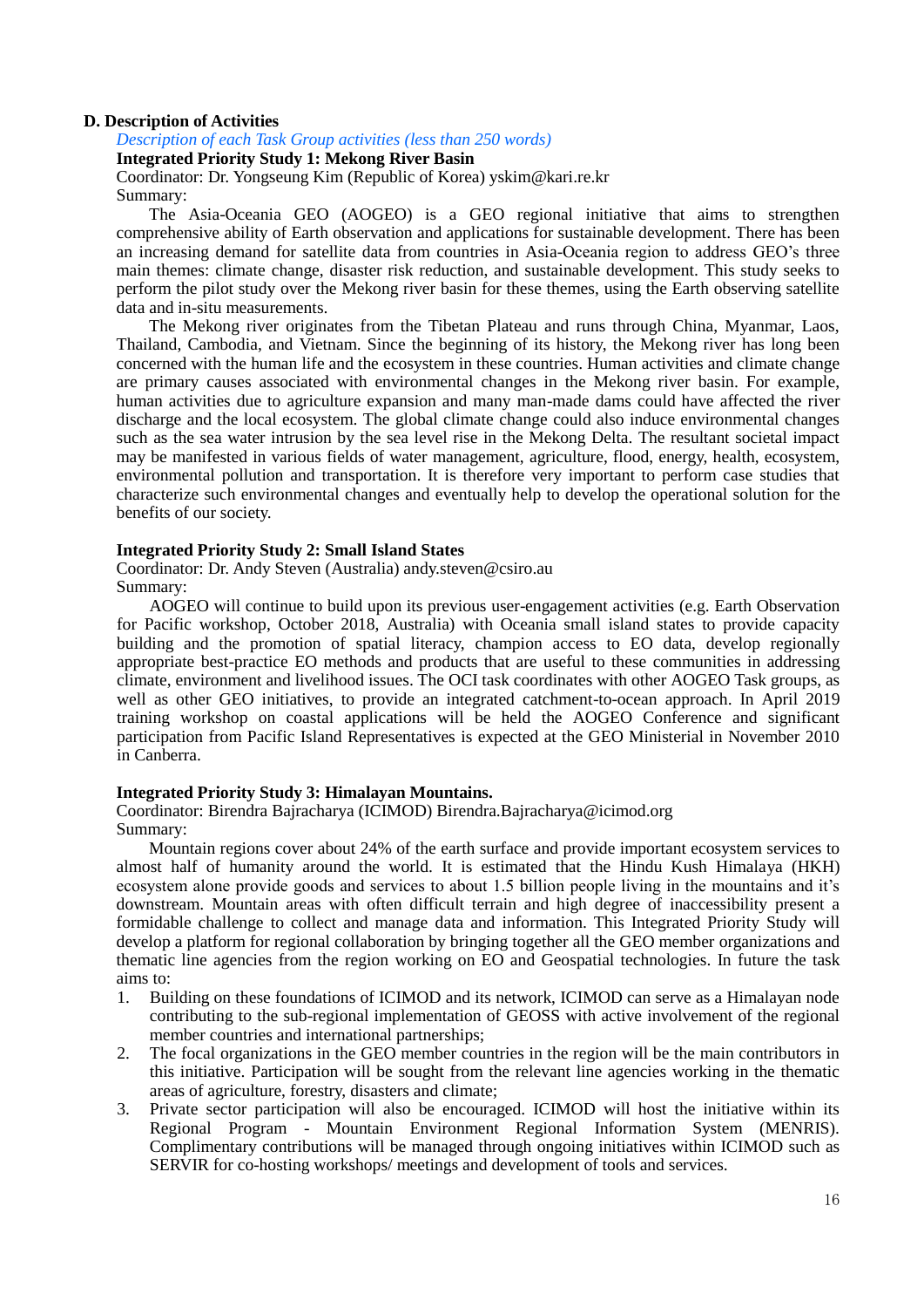**D. Description of Activities**

*Description of each Task Group activities (less than 250 words)*

**Integrated Priority Study 1: Mekong River Basin**

Coordinator: Dr. Yongseung Kim (Republic of Korea) yskim@kari.re.kr

Summary:

The Asia-Oceania GEO (AOGEO) is a GEO regional initiative that aims to strengthen comprehensive ability of Earth observation and applications for sustainable development. There has been an increasing demand for satellite data from countries in Asia-Oceania region to address GEO's three main themes: climate change, disaster risk reduction, and sustainable development. This study seeks to perform the pilot study over the Mekong river basin for these themes, using the Earth observing satellite data and in-situ measurements.

The Mekong river originates from the Tibetan Plateau and runs through China, Myanmar, Laos, Thailand, Cambodia, and Vietnam. Since the beginning of its history, the Mekong river has long been concerned with the human life and the ecosystem in these countries. Human activities and climate change are primary causes associated with environmental changes in the Mekong river basin. For example, human activities due to agriculture expansion and many man-made dams could have affected the river discharge and the local ecosystem. The global climate change could also induce environmental changes such as the sea water intrusion by the sea level rise in the Mekong Delta. The resultant societal impact may be manifested in various fields of water management, agriculture, flood, energy, health, ecosystem, environmental pollution and transportation. It is therefore very important to perform case studies that characterize such environmental changes and eventually help to develop the operational solution for the benefits of our society.

**Integrated Priority Study 2: Small Island States**

Coordinator: Dr. Andy Steven (Australia) andy.steven@csiro.au

Summary:

AOGEO will continue to build upon its previous user-engagement activities (e.g. Earth Observation for Pacific workshop, October 2018, Australia) with Oceania small island states to provide capacity building and the promotion of spatial literacy, champion access to EO data, develop regionally appropriate best-practice EO methods and products that are useful to these communities in addressing climate, environment and livelihood issues. The OCI task coordinates with other AOGEO Task groups, as well as other GEO initiatives, to provide an integrated catchment-to-ocean approach. In April 2019 training workshop on coastal applications will be held the AOGEO Conference and significant participation from Pacific Island Representatives is expected at the GEO Ministerial in November 2010 in Canberra.

**Integrated Priority Study 3: Himalayan Mountains.**

Coordinator: Birendra Bajracharya (ICIMOD) Birendra.Bajracharya@icimod.org

Summary:

Mountain regions cover about 24% of the earth surface and provide important ecosystem services to almost half of humanity around the world. It is estimated that the Hindu Kush Himalaya (HKH) ecosystem alone provide goods and services to about 1.5 billion people living in the mountains and it's downstream. Mountain areas with often difficult terrain and high degree of inaccessibility present a formidable challenge to collect and manage data and information. This Integrated Priority Study will develop a platform for regional collaboration by bringing together all the GEO member organizations and thematic line agencies from the region working on EO and Geospatial technologies. In future the task aims to:

1. Building on these foundations of ICIMOD and its network, ICIMOD can serve as a Himalayan node contributing to the sub-regional implementation of GEOSS with active involvement of the regional member countries and international partnerships;
2. The focal organizations in the GEO member countries in the region will be the main contributors in this initiative. Participation will be sought from the relevant line agencies working in the thematic areas of agriculture, forestry, disasters and climate;
3. Private sector participation will also be encouraged. ICIMOD will host the initiative within its Regional Program - Mountain Environment Regional Information System (MENRIS). Complimentary contributions will be managed through ongoing initiatives within ICIMOD such as SERVIR for co-hosting workshops/ meetings and development of tools and services.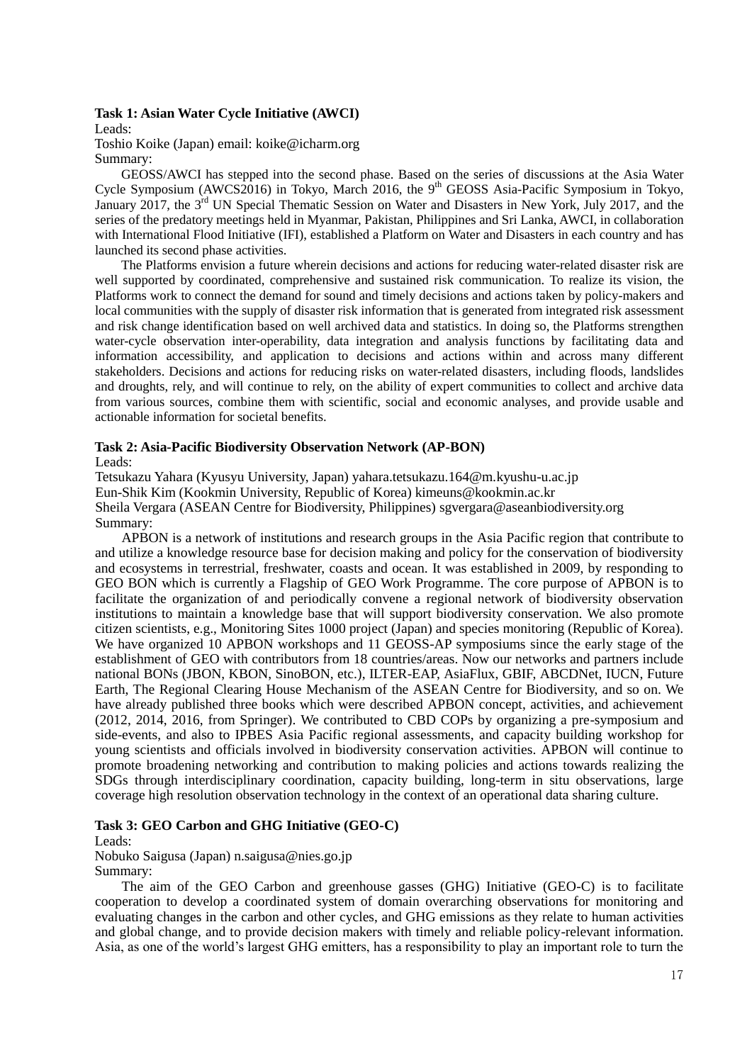**Task 1: Asian Water Cycle Initiative (AWCI)**

Leads:

Toshio Koike (Japan) email: koike@icharm.org

Summary:

GEOSS/AWCI has stepped into the second phase. Based on the series of discussions at the Asia Water Cycle Symposium (AWCS2016) in Tokyo, March 2016, the 9th GEOSS Asia-Pacific Symposium in Tokyo, January 2017, the 3rd UN Special Thematic Session on Water and Disasters in New York, July 2017, and the series of the predatory meetings held in Myanmar, Pakistan, Philippines and Sri Lanka, AWCI, in collaboration with International Flood Initiative (IFI), established a Platform on Water and Disasters in each country and has launched its second phase activities.

The Platforms envision a future wherein decisions and actions for reducing water-related disaster risk are well supported by coordinated, comprehensive and sustained risk communication. To realize its vision, the Platforms work to connect the demand for sound and timely decisions and actions taken by policy-makers and local communities with the supply of disaster risk information that is generated from integrated risk assessment and risk change identification based on well archived data and statistics. In doing so, the Platforms strengthen water-cycle observation inter-operability, data integration and analysis functions by facilitating data and information accessibility, and application to decisions and actions within and across many different stakeholders. Decisions and actions for reducing risks on water-related disasters, including floods, landslides and droughts, rely, and will continue to rely, on the ability of expert communities to collect and archive data from various sources, combine them with scientific, social and economic analyses, and provide usable and actionable information for societal benefits.

**Task 2: Asia-Pacific Biodiversity Observation Network (AP-BON)**

Leads:

Tetsukazu Yahara (Kyusyu University, Japan) yahara.tetsukazu.164@m.kyushu-u.ac.jp

Eun-Shik Kim (Kookmin University, Republic of Korea) kimeuns@kookmin.ac.kr

Sheila Vergara (ASEAN Centre for Biodiversity, Philippines) sgvergara@aseanbiodiversity.org

Summary:

APBON is a network of institutions and research groups in the Asia Pacific region that contribute to and utilize a knowledge resource base for decision making and policy for the conservation of biodiversity and ecosystems in terrestrial, freshwater, coasts and ocean. It was established in 2009, by responding to GEO BON which is currently a Flagship of GEO Work Programme. The core purpose of APBON is to facilitate the organization of and periodically convene a regional network of biodiversity observation institutions to maintain a knowledge base that will support biodiversity conservation. We also promote citizen scientists, e.g., Monitoring Sites 1000 project (Japan) and species monitoring (Republic of Korea). We have organized 10 APBON workshops and 11 GEOSS-AP symposiums since the early stage of the establishment of GEO with contributors from 18 countries/areas. Now our networks and partners include national BONs (JBON, KBON, SinoBON, etc.), ILTER-EAP, AsiaFlux, GBIF, ABCDNet, IUCN, Future Earth, The Regional Clearing House Mechanism of the ASEAN Centre for Biodiversity, and so on. We have already published three books which were described APBON concept, activities, and achievement (2012, 2014, 2016, from Springer). We contributed to CBD COPs by organizing a pre-symposium and side-events, and also to IPBES Asia Pacific regional assessments, and capacity building workshop for young scientists and officials involved in biodiversity conservation activities. APBON will continue to promote broadening networking and contribution to making policies and actions towards realizing the SDGs through interdisciplinary coordination, capacity building, long-term in situ observations, large coverage high resolution observation technology in the context of an operational data sharing culture.

**Task 3: GEO Carbon and GHG Initiative (GEO-C)**

Leads:

Nobuko Saigusa (Japan) n.saigusa@nies.go.jp

Summary:

The aim of the GEO Carbon and greenhouse gasses (GHG) Initiative (GEO-C) is to facilitate cooperation to develop a coordinated system of domain overarching observations for monitoring and evaluating changes in the carbon and other cycles, and GHG emissions as they relate to human activities and global change, and to provide decision makers with timely and reliable policy-relevant information. Asia, as one of the world's largest GHG emitters, has a responsibility to play an important role to turn the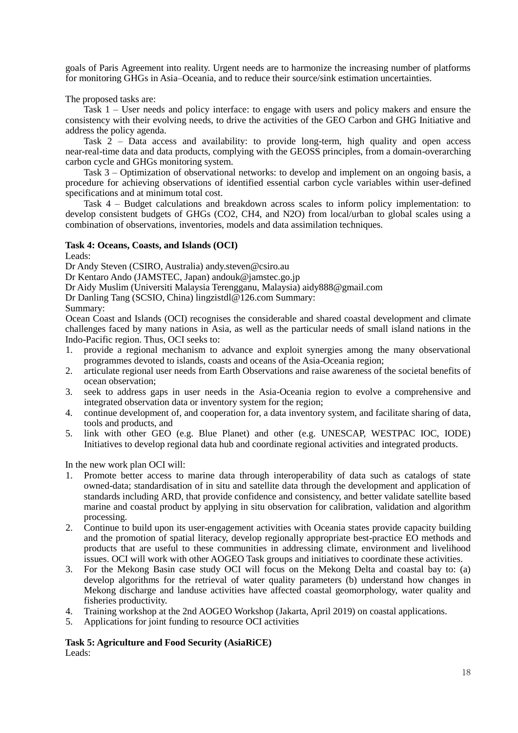goals of Paris Agreement into reality. Urgent needs are to harmonize the increasing number of platforms for monitoring GHGs in Asia–Oceania, and to reduce their source/sink estimation uncertainties.

The proposed tasks are:

Task 1 – User needs and policy interface: to engage with users and policy makers and ensure the consistency with their evolving needs, to drive the activities of the GEO Carbon and GHG Initiative and address the policy agenda.

Task 2 – Data access and availability: to provide long-term, high quality and open access near-real-time data and data products, complying with the GEOSS principles, from a domain-overarching carbon cycle and GHGs monitoring system.

Task 3 – Optimization of observational networks: to develop and implement on an ongoing basis, a procedure for achieving observations of identified essential carbon cycle variables within user-defined specifications and at minimum total cost.

Task 4 – Budget calculations and breakdown across scales to inform policy implementation: to develop consistent budgets of GHGs ($CO_2$, $CH_4$, and $N_2O$) from local/urban to global scales using a combination of observations, inventories, models and data assimilation techniques.

**Task 4: Oceans, Coasts, and Islands (OCI)**

Leads:

Dr Andy Steven (CSIRO, Australia) andy.steven@csiro.au
Dr Kentaro Ando (JAMSTEC, Japan) andouk@jamstec.go.jp
Dr Aidy Muslim (Universiti Malaysia Terengganu, Malaysia) aidy888@gmail.com
Dr Danling Tang (SCSIO, China) lingzistdl@126.com Summary:

Summary:

Ocean Coast and Islands (OCI) recognises the considerable and shared coastal development and climate challenges faced by many nations in Asia, as well as the particular needs of small island nations in the Indo-Pacific region. Thus, OCI seeks to:

1. provide a regional mechanism to advance and exploit synergies among the many observational programmes devoted to islands, coasts and oceans of the Asia-Oceania region;
2. articulate regional user needs from Earth Observations and raise awareness of the societal benefits of ocean observation;
3. seek to address gaps in user needs in the Asia-Oceania region to evolve a comprehensive and integrated observation data or inventory system for the region;
4. continue development of, and cooperation for, a data inventory system, and facilitate sharing of data, tools and products, and
5. link with other GEO (e.g. Blue Planet) and other (e.g. UNESCAP, WESTPAC IOC, IODE) Initiatives to develop regional data hub and coordinate regional activities and integrated products.

In the new work plan OCI will:

1. Promote better access to marine data through interoperability of data such as catalogs of state owned-data; standardisation of in situ and satellite data through the development and application of standards including ARD, that provide confidence and consistency, and better validate satellite based marine and coastal product by applying in situ observation for calibration, validation and algorithm processing.
2. Continue to build upon its user-engagement activities with Oceania states provide capacity building and the promotion of spatial literacy, develop regionally appropriate best-practice EO methods and products that are useful to these communities in addressing climate, environment and livelihood issues. OCI will work with other AOGEO Task groups and initiatives to coordinate these activities.
3. For the Mekong Basin case study OCI will focus on the Mekong Delta and coastal bay to: (a) develop algorithms for the retrieval of water quality parameters (b) understand how changes in Mekong discharge and landuse activities have affected coastal geomorphology, water quality and fisheries productivity.
4. Training workshop at the 2nd AOGEO Workshop (Jakarta, April 2019) on coastal applications.
5. Applications for joint funding to resource OCI activities

**Task 5: Agriculture and Food Security (AsiaRiCE)**

Leads: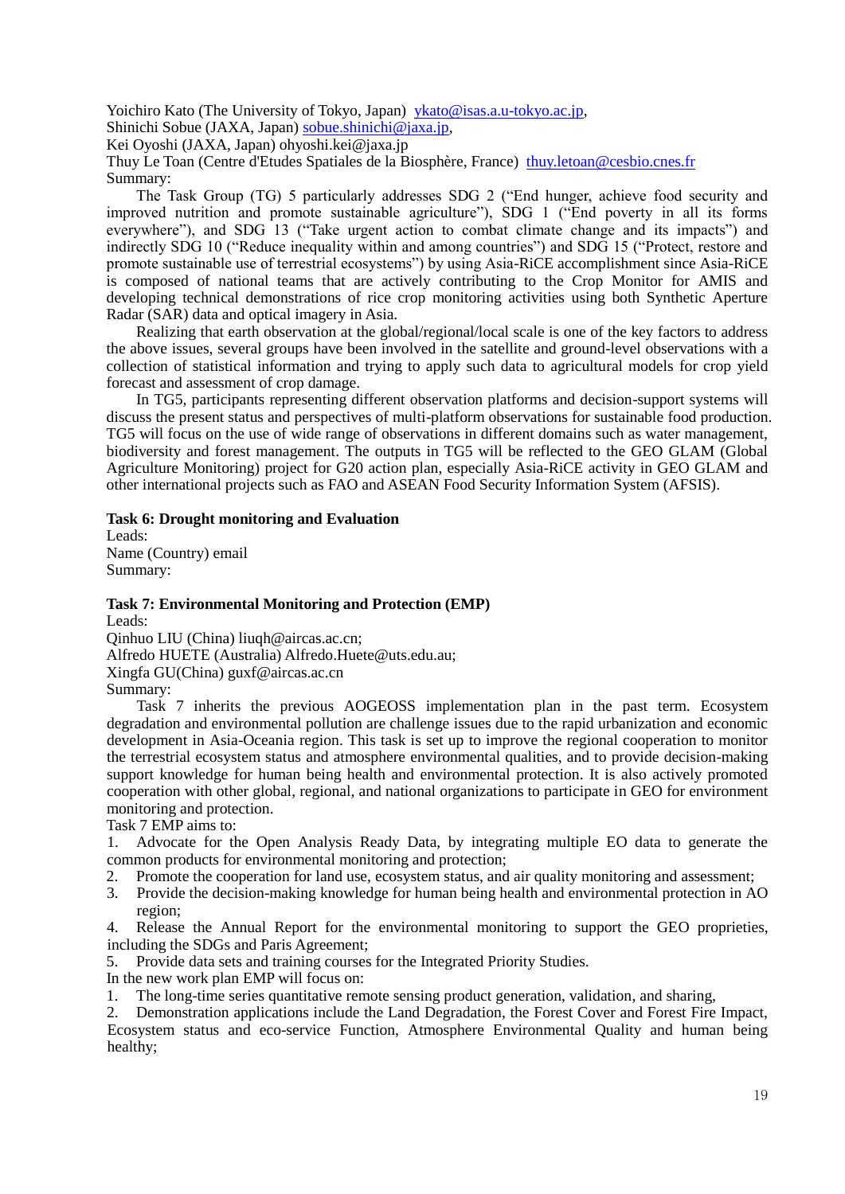Yoichiro Kato (The University of Tokyo, Japan) ykato@isas.a.u-tokyo.ac.jp,
Shinichi Sobue (JAXA, Japan) sobue.shinichi@jaxa.jp,
Kei Oyoshi (JAXA, Japan) ohyoshi.kei@jaxa.jp
Thuy Le Toan (Centre d'Etudes Spatiales de la Biosphère, France) thuy.letoan@cesbio.cnes.fr
Summary:

The Task Group (TG) 5 particularly addresses SDG 2 ("End hunger, achieve food security and improved nutrition and promote sustainable agriculture"), SDG 1 ("End poverty in all its forms everywhere"), and SDG 13 ("Take urgent action to combat climate change and its impacts") and indirectly SDG 10 ("Reduce inequality within and among countries") and SDG 15 ("Protect, restore and promote sustainable use of terrestrial ecosystems") by using Asia-RiCE accomplishment since Asia-RiCE is composed of national teams that are actively contributing to the Crop Monitor for AMIS and developing technical demonstrations of rice crop monitoring activities using both Synthetic Aperture Radar (SAR) data and optical imagery in Asia.

Realizing that earth observation at the global/regional/local scale is one of the key factors to address the above issues, several groups have been involved in the satellite and ground-level observations with a collection of statistical information and trying to apply such data to agricultural models for crop yield forecast and assessment of crop damage.

In TG5, participants representing different observation platforms and decision-support systems will discuss the present status and perspectives of multi-platform observations for sustainable food production. TG5 will focus on the use of wide range of observations in different domains such as water management, biodiversity and forest management. The outputs in TG5 will be reflected to the GEO GLAM (Global Agriculture Monitoring) project for G20 action plan, especially Asia-RiCE activity in GEO GLAM and other international projects such as FAO and ASEAN Food Security Information System (AFSIS).

**Task 6: Drought monitoring and Evaluation**

Leads:
Name (Country) email
Summary:

**Task 7: Environmental Monitoring and Protection (EMP)**

Leads:
Qinhuo LIU (China) liuqh@aircas.ac.cn;
Alfredo HUETE (Australia) Alfredo.Huete@uts.edu.au;
Xingfa GU(China) guxf@aircas.ac.cn
Summary:

Task 7 inherits the previous AOGEOSS implementation plan in the past term. Ecosystem degradation and environmental pollution are challenge issues due to the rapid urbanization and economic development in Asia-Oceania region. This task is set up to improve the regional cooperation to monitor the terrestrial ecosystem status and atmosphere environmental qualities, and to provide decision-making support knowledge for human being health and environmental protection. It is also actively promoted cooperation with other global, regional, and national organizations to participate in GEO for environment monitoring and protection.

Task 7 EMP aims to:

1. Advocate for the Open Analysis Ready Data, by integrating multiple EO data to generate the common products for environmental monitoring and protection;
2. Promote the cooperation for land use, ecosystem status, and air quality monitoring and assessment;
3. Provide the decision-making knowledge for human being health and environmental protection in AO region;
4. Release the Annual Report for the environmental monitoring to support the GEO proprieties, including the SDGs and Paris Agreement;
5. Provide data sets and training courses for the Integrated Priority Studies.

In the new work plan EMP will focus on:

1. The long-time series quantitative remote sensing product generation, validation, and sharing,
2. Demonstration applications include the Land Degradation, the Forest Cover and Forest Fire Impact, Ecosystem status and eco-service Function, Atmosphere Environmental Quality and human being healthy;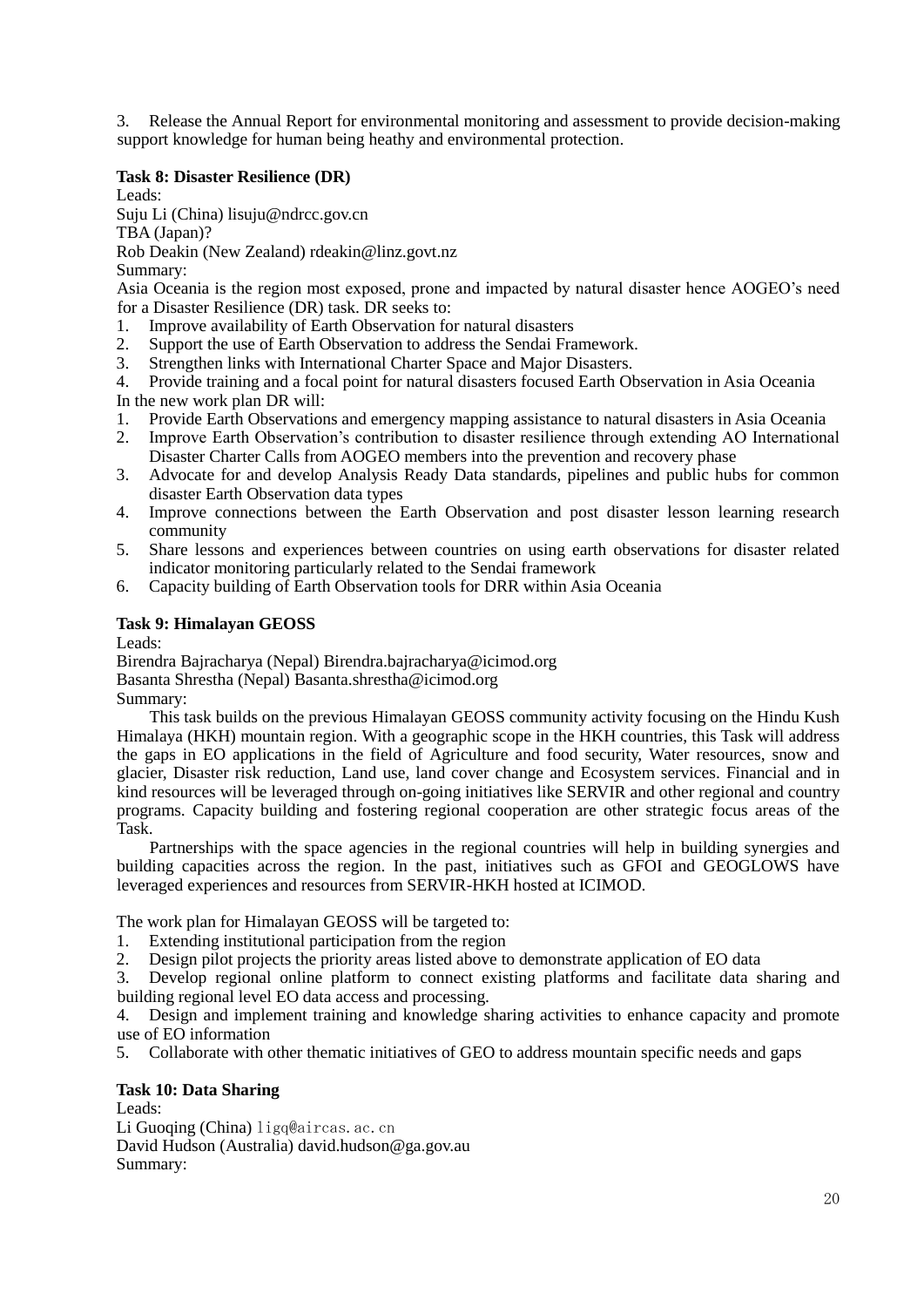3. Release the Annual Report for environmental monitoring and assessment to provide decision-making support knowledge for human being heathy and environmental protection.

**Task 8: Disaster Resilience (DR)**

Leads:

Suju Li (China) lisuju@ndrcc.gov.cn

TBA (Japan)?

Rob Deakin (New Zealand) rdeakin@linz.govt.nz

Summary:

Asia Oceania is the region most exposed, prone and impacted by natural disaster hence AOGEO's need for a Disaster Resilience (DR) task. DR seeks to:

1. Improve availability of Earth Observation for natural disasters
2. Support the use of Earth Observation to address the Sendai Framework.
3. Strengthen links with International Charter Space and Major Disasters.
4. Provide training and a focal point for natural disasters focused Earth Observation in Asia Oceania

In the new work plan DR will:

1. Provide Earth Observations and emergency mapping assistance to natural disasters in Asia Oceania
2. Improve Earth Observation's contribution to disaster resilience through extending AO International Disaster Charter Calls from AOGEO members into the prevention and recovery phase
3. Advocate for and develop Analysis Ready Data standards, pipelines and public hubs for common disaster Earth Observation data types
4. Improve connections between the Earth Observation and post disaster lesson learning research community
5. Share lessons and experiences between countries on using earth observations for disaster related indicator monitoring particularly related to the Sendai framework
6. Capacity building of Earth Observation tools for DRR within Asia Oceania

**Task 9: Himalayan GEOSS**

Leads:

Birendra Bajracharya (Nepal) Birendra.bajracharya@icimod.org

Basanta Shrestha (Nepal) Basanta.shrestha@icimod.org

Summary:

This task builds on the previous Himalayan GEOSS community activity focusing on the Hindu Kush Himalaya (HKH) mountain region. With a geographic scope in the HKH countries, this Task will address the gaps in EO applications in the field of Agriculture and food security, Water resources, snow and glacier, Disaster risk reduction, Land use, land cover change and Ecosystem services. Financial and in kind resources will be leveraged through on-going initiatives like SERVIR and other regional and country programs. Capacity building and fostering regional cooperation are other strategic focus areas of the Task.

Partnerships with the space agencies in the regional countries will help in building synergies and building capacities across the region. In the past, initiatives such as GFOI and GEOGLOWS have leveraged experiences and resources from SERVIR-HKH hosted at ICIMOD.

The work plan for Himalayan GEOSS will be targeted to:

1. Extending institutional participation from the region
2. Design pilot projects the priority areas listed above to demonstrate application of EO data
3. Develop regional online platform to connect existing platforms and facilitate data sharing and building regional level EO data access and processing.
4. Design and implement training and knowledge sharing activities to enhance capacity and promote use of EO information
5. Collaborate with other thematic initiatives of GEO to address mountain specific needs and gaps

**Task 10: Data Sharing**

Leads:

Li Guoqing (China) ligq@aircas.ac.cn

David Hudson (Australia) david.hudson@ga.gov.au

Summary: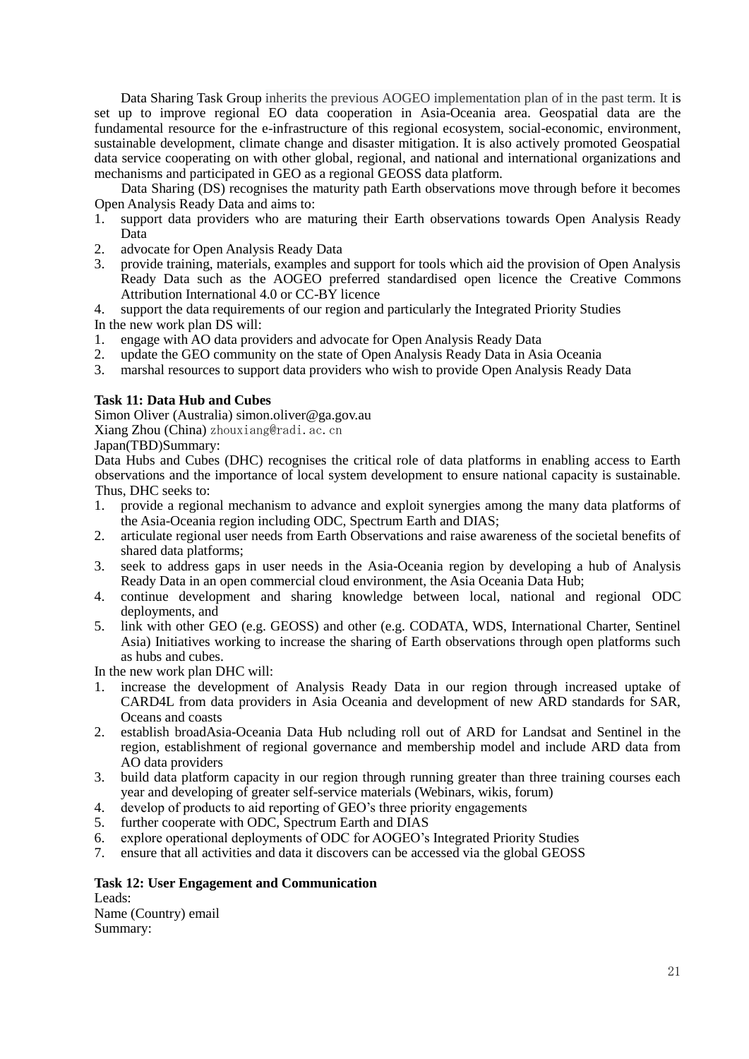Data Sharing Task Group inherits the previous AOGEO implementation plan of in the past term. It is set up to improve regional EO data cooperation in Asia-Oceania area. Geospatial data are the fundamental resource for the e-infrastructure of this regional ecosystem, social-economic, environment, sustainable development, climate change and disaster mitigation. It is also actively promoted Geospatial data service cooperating on with other global, regional, and national and international organizations and mechanisms and participated in GEO as a regional GEOSS data platform.

Data Sharing (DS) recognises the maturity path Earth observations move through before it becomes Open Analysis Ready Data and aims to:

1. support data providers who are maturing their Earth observations towards Open Analysis Ready Data
2. advocate for Open Analysis Ready Data
3. provide training, materials, examples and support for tools which aid the provision of Open Analysis Ready Data such as the AOGEO preferred standardised open licence the Creative Commons Attribution International 4.0 or CC-BY licence
4. support the data requirements of our region and particularly the Integrated Priority Studies

In the new work plan DS will:

1. engage with AO data providers and advocate for Open Analysis Ready Data
2. update the GEO community on the state of Open Analysis Ready Data in Asia Oceania
3. marshal resources to support data providers who wish to provide Open Analysis Ready Data

**Task 11: Data Hub and Cubes**

Simon Oliver (Australia) simon.oliver@ga.gov.au

Xiang Zhou (China) zhouxiang@radi.ac.cn

Japan(TBD)Summary:

Data Hubs and Cubes (DHC) recognises the critical role of data platforms in enabling access to Earth observations and the importance of local system development to ensure national capacity is sustainable. Thus, DHC seeks to:

1. provide a regional mechanism to advance and exploit synergies among the many data platforms of the Asia-Oceania region including ODC, Spectrum Earth and DIAS;
2. articulate regional user needs from Earth Observations and raise awareness of the societal benefits of shared data platforms;
3. seek to address gaps in user needs in the Asia-Oceania region by developing a hub of Analysis Ready Data in an open commercial cloud environment, the Asia Oceania Data Hub;
4. continue development and sharing knowledge between local, national and regional ODC deployments, and
5. link with other GEO (e.g. GEOSS) and other (e.g. CODATA, WDS, International Charter, Sentinel Asia) Initiatives working to increase the sharing of Earth observations through open platforms such as hubs and cubes.

In the new work plan DHC will:

1. increase the development of Analysis Ready Data in our region through increased uptake of CARD4L from data providers in Asia Oceania and development of new ARD standards for SAR, Oceans and coasts
2. establish broadAsia-Oceania Data Hub ncluding roll out of ARD for Landsat and Sentinel in the region, establishment of regional governance and membership model and include ARD data from AO data providers
3. build data platform capacity in our region through running greater than three training courses each year and developing of greater self-service materials (Webinars, wikis, forum)
4. develop of products to aid reporting of GEO's three priority engagements
5. further cooperate with ODC, Spectrum Earth and DIAS
6. explore operational deployments of ODC for AOGEO's Integrated Priority Studies
7. ensure that all activities and data it discovers can be accessed via the global GEOSS

**Task 12: User Engagement and Communication**

Leads:

Name (Country) email

Summary: